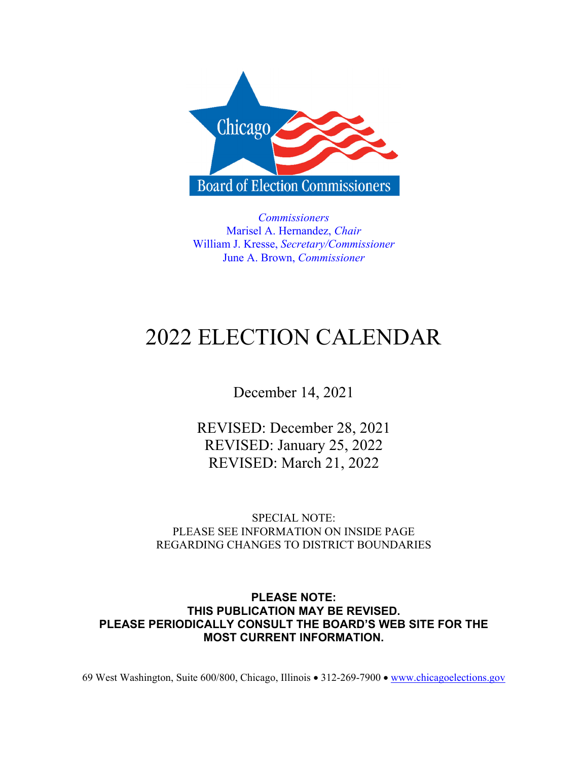Chicago

Board of Election Commissioners

*Commissioners*
Marisel A. Hernandez, *Chair*
William J. Kresse, *Secretary/Commissioner*
June A. Brown, *Commissioner*

# 2022 ELECTION CALENDAR

December 14, 2021

REVISED: December 28, 2021
REVISED: January 25, 2022
REVISED: March 21, 2022

SPECIAL NOTE:
PLEASE SEE INFORMATION ON INSIDE PAGE
REGARDING CHANGES TO DISTRICT BOUNDARIES

**PLEASE NOTE:**
**THIS PUBLICATION MAY BE REVISED.**
**PLEASE PERIODICALLY CONSULT THE BOARD'S WEB SITE FOR THE MOST CURRENT INFORMATION.**

69 West Washington, Suite 600/800, Chicago, Illinois • 312-269-7900 • www.chicagoelections.gov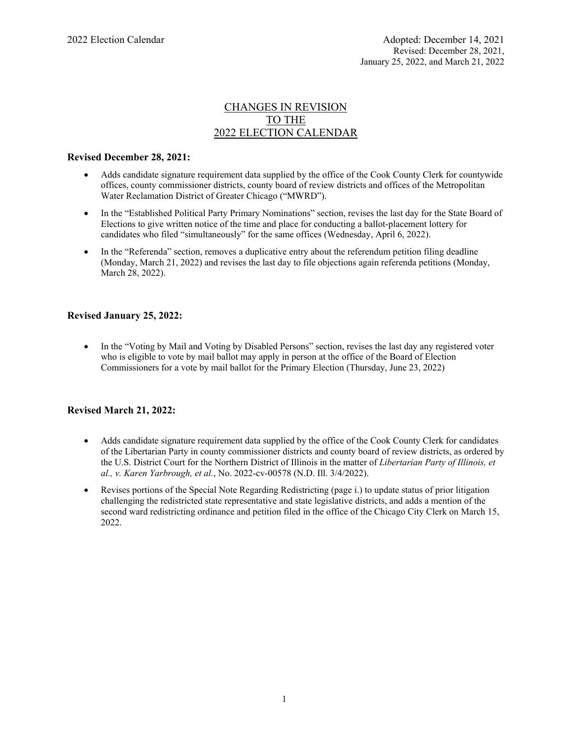## CHANGES IN REVISION TO THE 2022 ELECTION CALENDAR

**Revised December 28, 2021:**

- Adds candidate signature requirement data supplied by the office of the Cook County Clerk for countywide offices, county commissioner districts, county board of review districts and offices of the Metropolitan Water Reclamation District of Greater Chicago ("MWRD").
- In the "Established Political Party Primary Nominations" section, revises the last day for the State Board of Elections to give written notice of the time and place for conducting a ballot-placement lottery for candidates who filed "simultaneously" for the same offices (Wednesday, April 6, 2022).
- In the "Referenda" section, removes a duplicative entry about the referendum petition filing deadline (Monday, March 21, 2022) and revises the last day to file objections again referenda petitions (Monday, March 28, 2022).

**Revised January 25, 2022:**

- In the "Voting by Mail and Voting by Disabled Persons" section, revises the last day any registered voter who is eligible to vote by mail ballot may apply in person at the office of the Board of Election Commissioners for a vote by mail ballot for the Primary Election (Thursday, June 23, 2022)

**Revised March 21, 2022:**

- Adds candidate signature requirement data supplied by the office of the Cook County Clerk for candidates of the Libertarian Party in county commissioner districts and county board of review districts, as ordered by the U.S. District Court for the Northern District of Illinois in the matter of *Libertarian Party of Illinois, et al., v. Karen Yarbrough, et al.*, No. 2022-cv-00578 (N.D. Ill. 3/4/2022).
- Revises portions of the Special Note Regarding Redistricting (page i.) to update status of prior litigation challenging the redistricted state representative and state legislative districts, and adds a mention of the second ward redistricting ordinance and petition filed in the office of the Chicago City Clerk on March 15, 2022.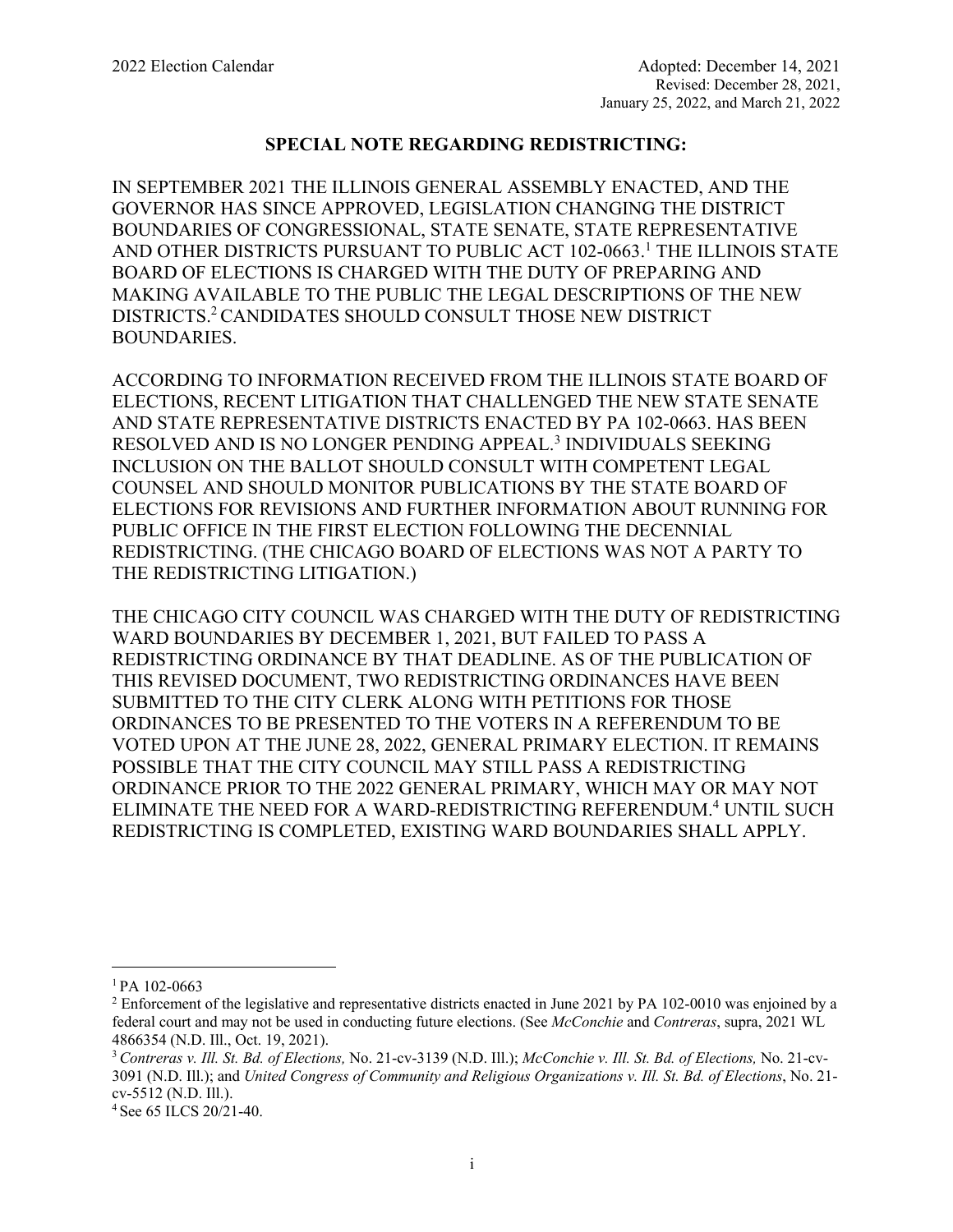## SPECIAL NOTE REGARDING REDISTRICTING:

IN SEPTEMBER 2021 THE ILLINOIS GENERAL ASSEMBLY ENACTED, AND THE GOVERNOR HAS SINCE APPROVED, LEGISLATION CHANGING THE DISTRICT BOUNDARIES OF CONGRESSIONAL, STATE SENATE, STATE REPRESENTATIVE AND OTHER DISTRICTS PURSUANT TO PUBLIC ACT 102-0663.[1] THE ILLINOIS STATE BOARD OF ELECTIONS IS CHARGED WITH THE DUTY OF PREPARING AND MAKING AVAILABLE TO THE PUBLIC THE LEGAL DESCRIPTIONS OF THE NEW DISTRICTS.[2] CANDIDATES SHOULD CONSULT THOSE NEW DISTRICT BOUNDARIES.

ACCORDING TO INFORMATION RECEIVED FROM THE ILLINOIS STATE BOARD OF ELECTIONS, RECENT LITIGATION THAT CHALLENGED THE NEW STATE SENATE AND STATE REPRESENTATIVE DISTRICTS ENACTED BY PA 102-0663. HAS BEEN RESOLVED AND IS NO LONGER PENDING APPEAL.[3] INDIVIDUALS SEEKING INCLUSION ON THE BALLOT SHOULD CONSULT WITH COMPETENT LEGAL COUNSEL AND SHOULD MONITOR PUBLICATIONS BY THE STATE BOARD OF ELECTIONS FOR REVISIONS AND FURTHER INFORMATION ABOUT RUNNING FOR PUBLIC OFFICE IN THE FIRST ELECTION FOLLOWING THE DECENNIAL REDISTRICTING. (THE CHICAGO BOARD OF ELECTIONS WAS NOT A PARTY TO THE REDISTRICTING LITIGATION.)

THE CHICAGO CITY COUNCIL WAS CHARGED WITH THE DUTY OF REDISTRICTING WARD BOUNDARIES BY DECEMBER 1, 2021, BUT FAILED TO PASS A REDISTRICTING ORDINANCE BY THAT DEADLINE. AS OF THE PUBLICATION OF THIS REVISED DOCUMENT, TWO REDISTRICTING ORDINANCES HAVE BEEN SUBMITTED TO THE CITY CLERK ALONG WITH PETITIONS FOR THOSE ORDINANCES TO BE PRESENTED TO THE VOTERS IN A REFERENDUM TO BE VOTED UPON AT THE JUNE 28, 2022, GENERAL PRIMARY ELECTION. IT REMAINS POSSIBLE THAT THE CITY COUNCIL MAY STILL PASS A REDISTRICTING ORDINANCE PRIOR TO THE 2022 GENERAL PRIMARY, WHICH MAY OR MAY NOT ELIMINATE THE NEED FOR A WARD-REDISTRICTING REFERENDUM.[4] UNTIL SUCH REDISTRICTING IS COMPLETED, EXISTING WARD BOUNDARIES SHALL APPLY.

---

[1] PA 102-0663

[2] Enforcement of the legislative and representative districts enacted in June 2021 by PA 102-0010 was enjoined by a federal court and may not be used in conducting future elections. (See *McConchie* and *Contreras*, supra, 2021 WL 4866354 (N.D. Ill., Oct. 19, 2021).

[3] *Contreras v. Ill. St. Bd. of Elections,* No. 21-cv-3139 (N.D. Ill.); *McConchie v. Ill. St. Bd. of Elections,* No. 21-cv-3091 (N.D. Ill.); and *United Congress of Community and Religious Organizations v. Ill. St. Bd. of Elections*, No. 21-cv-5512 (N.D. Ill.).

[4] See 65 ILCS 20/21-40.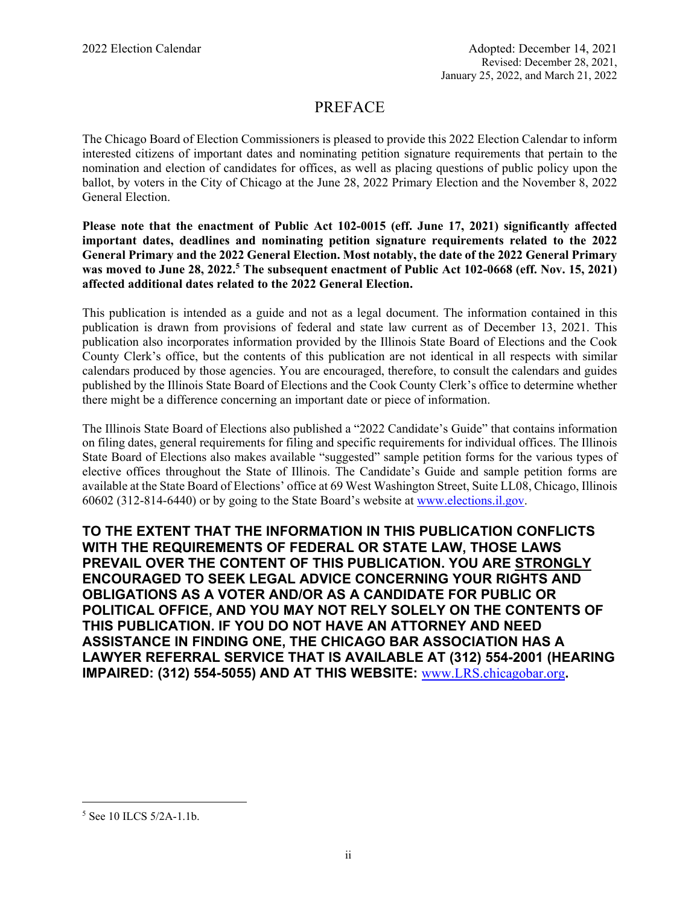2022 Election Calendar

Adopted: December 14, 2021
Revised: December 28, 2021, January 25, 2022, and March 21, 2022

# PREFACE

The Chicago Board of Election Commissioners is pleased to provide this 2022 Election Calendar to inform interested citizens of important dates and nominating petition signature requirements that pertain to the nomination and election of candidates for offices, as well as placing questions of public policy upon the ballot, by voters in the City of Chicago at the June 28, 2022 Primary Election and the November 8, 2022 General Election.

**Please note that the enactment of Public Act 102-0015 (eff. June 17, 2021) significantly affected important dates, deadlines and nominating petition signature requirements related to the 2022 General Primary and the 2022 General Election. Most notably, the date of the 2022 General Primary was moved to June 28, 2022.[5] The subsequent enactment of Public Act 102-0668 (eff. Nov. 15, 2021) affected additional dates related to the 2022 General Election.**

This publication is intended as a guide and not as a legal document. The information contained in this publication is drawn from provisions of federal and state law current as of December 13, 2021. This publication also incorporates information provided by the Illinois State Board of Elections and the Cook County Clerk's office, but the contents of this publication are not identical in all respects with similar calendars produced by those agencies. You are encouraged, therefore, to consult the calendars and guides published by the Illinois State Board of Elections and the Cook County Clerk's office to determine whether there might be a difference concerning an important date or piece of information.

The Illinois State Board of Elections also published a "2022 Candidate's Guide" that contains information on filing dates, general requirements for filing and specific requirements for individual offices. The Illinois State Board of Elections also makes available "suggested" sample petition forms for the various types of elective offices throughout the State of Illinois. The Candidate's Guide and sample petition forms are available at the State Board of Elections' office at 69 West Washington Street, Suite LL08, Chicago, Illinois 60602 (312-814-6440) or by going to the State Board's website at www.elections.il.gov.

**TO THE EXTENT THAT THE INFORMATION IN THIS PUBLICATION CONFLICTS WITH THE REQUIREMENTS OF FEDERAL OR STATE LAW, THOSE LAWS PREVAIL OVER THE CONTENT OF THIS PUBLICATION. YOU ARE <u>STRONGLY</u> ENCOURAGED TO SEEK LEGAL ADVICE CONCERNING YOUR RIGHTS AND OBLIGATIONS AS A VOTER AND/OR AS A CANDIDATE FOR PUBLIC OR POLITICAL OFFICE, AND YOU MAY NOT RELY SOLELY ON THE CONTENTS OF THIS PUBLICATION. IF YOU DO NOT HAVE AN ATTORNEY AND NEED ASSISTANCE IN FINDING ONE, THE CHICAGO BAR ASSOCIATION HAS A LAWYER REFERRAL SERVICE THAT IS AVAILABLE AT (312) 554-2001 (HEARING IMPAIRED: (312) 554-5055) AND AT THIS WEBSITE: www.LRS.chicagobar.org.**

---

[5] See 10 ILCS 5/2A-1.1b.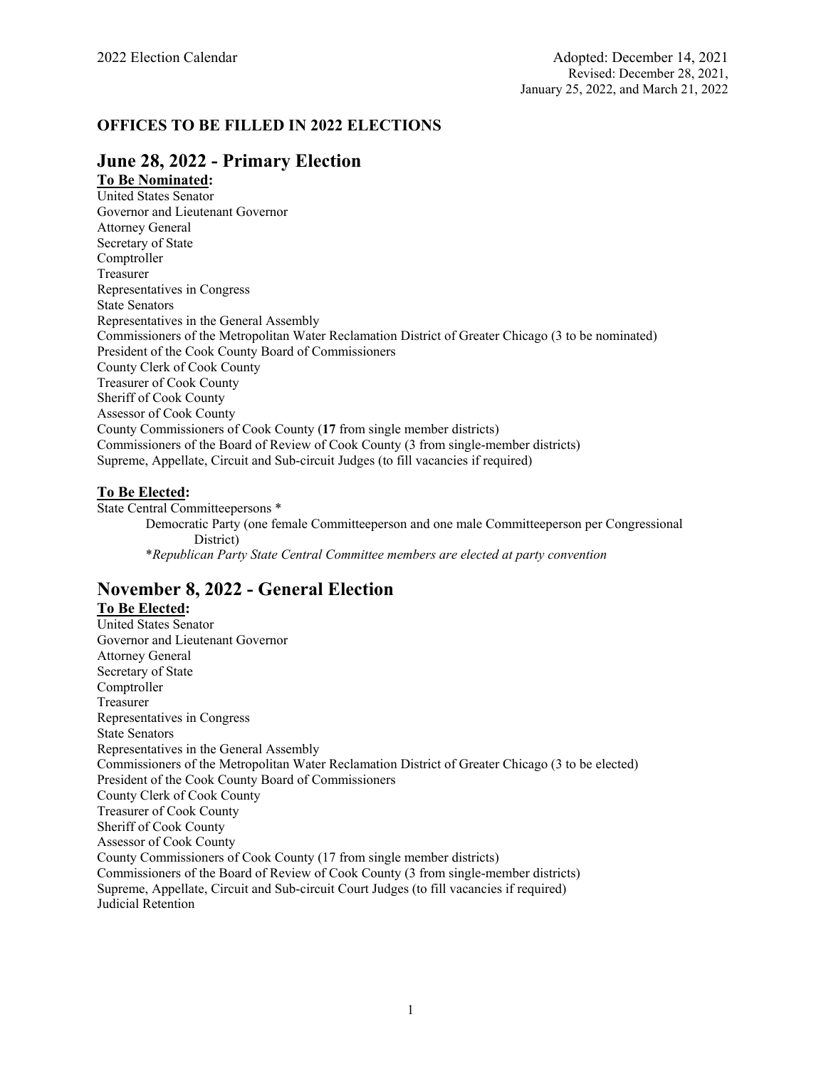## OFFICES TO BE FILLED IN 2022 ELECTIONS

## June 28, 2022 - Primary Election

**To Be Nominated:**

United States Senator
Governor and Lieutenant Governor
Attorney General
Secretary of State
Comptroller
Treasurer
Representatives in Congress
State Senators
Representatives in the General Assembly
Commissioners of the Metropolitan Water Reclamation District of Greater Chicago (3 to be nominated)
President of the Cook County Board of Commissioners
County Clerk of Cook County
Treasurer of Cook County
Sheriff of Cook County
Assessor of Cook County
County Commissioners of Cook County (**17** from single member districts)
Commissioners of the Board of Review of Cook County (3 from single-member districts)
Supreme, Appellate, Circuit and Sub-circuit Judges (to fill vacancies if required)

**To Be Elected:**

State Central Committeepersons *

Democratic Party (one female Committeeperson and one male Committeeperson per Congressional District)

**Republican Party State Central Committee members are elected at party convention*

## November 8, 2022 - General Election

**To Be Elected:**

United States Senator
Governor and Lieutenant Governor
Attorney General
Secretary of State
Comptroller
Treasurer
Representatives in Congress
State Senators
Representatives in the General Assembly
Commissioners of the Metropolitan Water Reclamation District of Greater Chicago (3 to be elected)
President of the Cook County Board of Commissioners
County Clerk of Cook County
Treasurer of Cook County
Sheriff of Cook County
Assessor of Cook County
County Commissioners of Cook County (17 from single member districts)
Commissioners of the Board of Review of Cook County (3 from single-member districts)
Supreme, Appellate, Circuit and Sub-circuit Court Judges (to fill vacancies if required)
Judicial Retention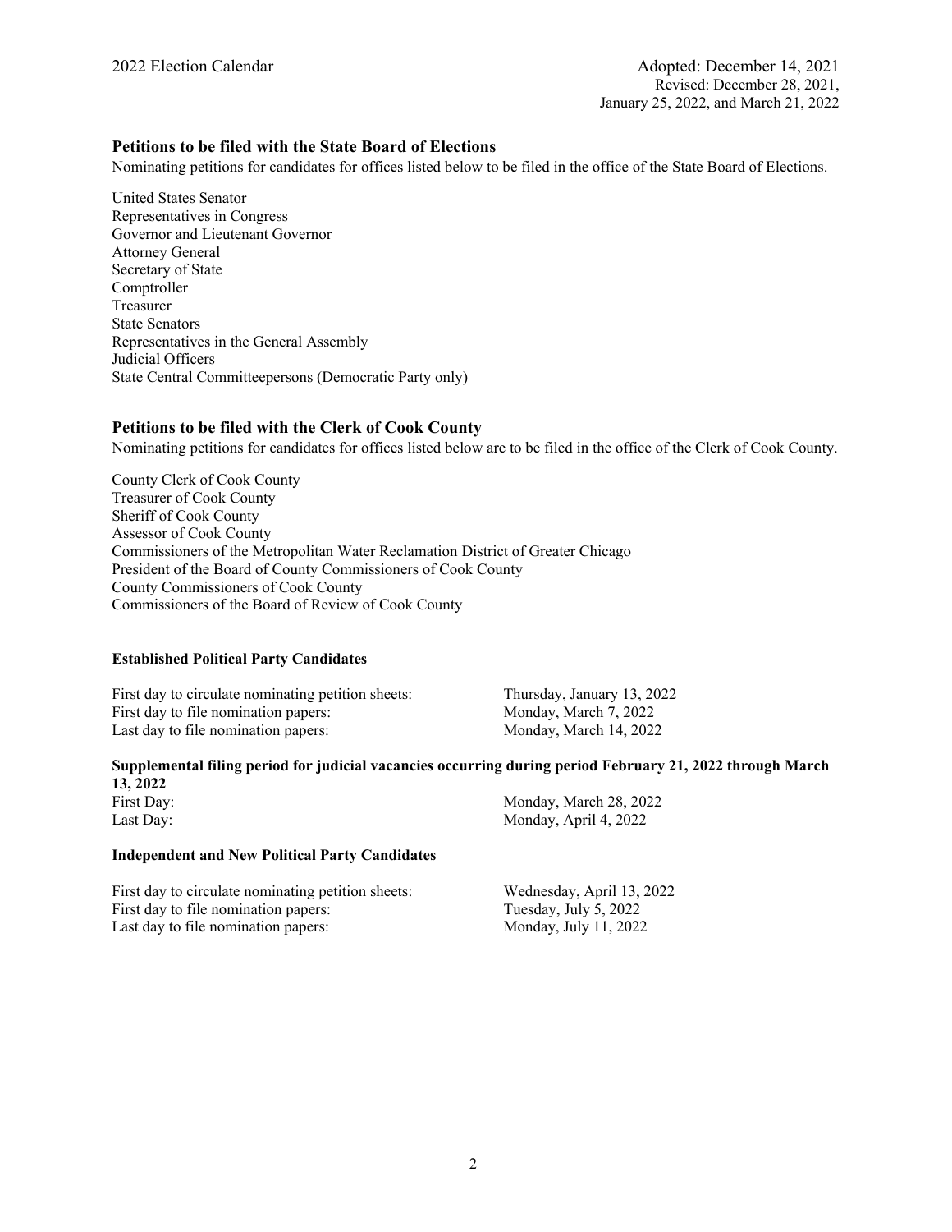## Petitions to be filed with the State Board of Elections

Nominating petitions for candidates for offices listed below to be filed in the office of the State Board of Elections.

United States Senator
Representatives in Congress
Governor and Lieutenant Governor
Attorney General
Secretary of State
Comptroller
Treasurer
State Senators
Representatives in the General Assembly
Judicial Officers
State Central Committeepersons (Democratic Party only)

## Petitions to be filed with the Clerk of Cook County

Nominating petitions for candidates for offices listed below are to be filed in the office of the Clerk of Cook County.

County Clerk of Cook County
Treasurer of Cook County
Sheriff of Cook County
Assessor of Cook County
Commissioners of the Metropolitan Water Reclamation District of Greater Chicago
President of the Board of County Commissioners of Cook County
County Commissioners of Cook County
Commissioners of the Board of Review of Cook County

### Established Political Party Candidates

| | |
|---|---|
| First day to circulate nominating petition sheets: | Thursday, January 13, 2022 |
| First day to file nomination papers: | Monday, March 7, 2022 |
| Last day to file nomination papers: | Monday, March 14, 2022 |

### Supplemental filing period for judicial vacancies occurring during period February 21, 2022 through March 13, 2022

| | |
|---|---|
| First Day: | Monday, March 28, 2022 |
| Last Day: | Monday, April 4, 2022 |

### Independent and New Political Party Candidates

| | |
|---|---|
| First day to circulate nominating petition sheets: | Wednesday, April 13, 2022 |
| First day to file nomination papers: | Tuesday, July 5, 2022 |
| Last day to file nomination papers: | Monday, July 11, 2022 |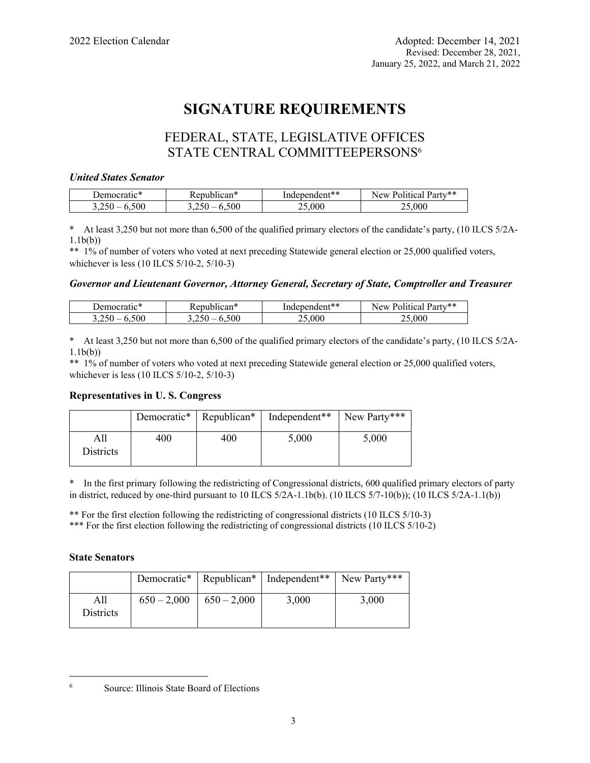# SIGNATURE REQUIREMENTS

## FEDERAL, STATE, LEGISLATIVE OFFICES STATE CENTRAL COMMITTEEPERSONS[6]

***United States Senator***

| Democratic* | Republican* | Independent** | New Political Party** |
|---|---|---|---|
| 3,250 – 6,500 | 3,250 – 6,500 | 25,000 | 25,000 |

* At least 3,250 but not more than 6,500 of the qualified primary electors of the candidate's party, (10 ILCS 5/2A-1.1b(b))

** 1% of number of voters who voted at next preceding Statewide general election or 25,000 qualified voters, whichever is less (10 ILCS 5/10-2, 5/10-3)

***Governor and Lieutenant Governor, Attorney General, Secretary of State, Comptroller and Treasurer***

| Democratic* | Republican* | Independent** | New Political Party** |
|---|---|---|---|
| 3,250 – 6,500 | 3,250 – 6,500 | 25,000 | 25,000 |

* At least 3,250 but not more than 6,500 of the qualified primary electors of the candidate's party, (10 ILCS 5/2A-1.1b(b))

** 1% of number of voters who voted at next preceding Statewide general election or 25,000 qualified voters, whichever is less (10 ILCS 5/10-2, 5/10-3)

**Representatives in U. S. Congress**

| | Democratic* | Republican* | Independent** | New Party*** |
|---|---|---|---|---|
| All Districts | 400 | 400 | 5,000 | 5,000 |

* In the first primary following the redistricting of Congressional districts, 600 qualified primary electors of party in district, reduced by one-third pursuant to 10 ILCS 5/2A-1.1b(b). (10 ILCS 5/7-10(b)); (10 ILCS 5/2A-1.1(b))

** For the first election following the redistricting of congressional districts (10 ILCS 5/10-3)

*** For the first election following the redistricting of congressional districts (10 ILCS 5/10-2)

**State Senators**

| | Democratic* | Republican* | Independent** | New Party*** |
|---|---|---|---|---|
| All Districts | 650 – 2,000 | 650 – 2,000 | 3,000 | 3,000 |

[6] Source: Illinois State Board of Elections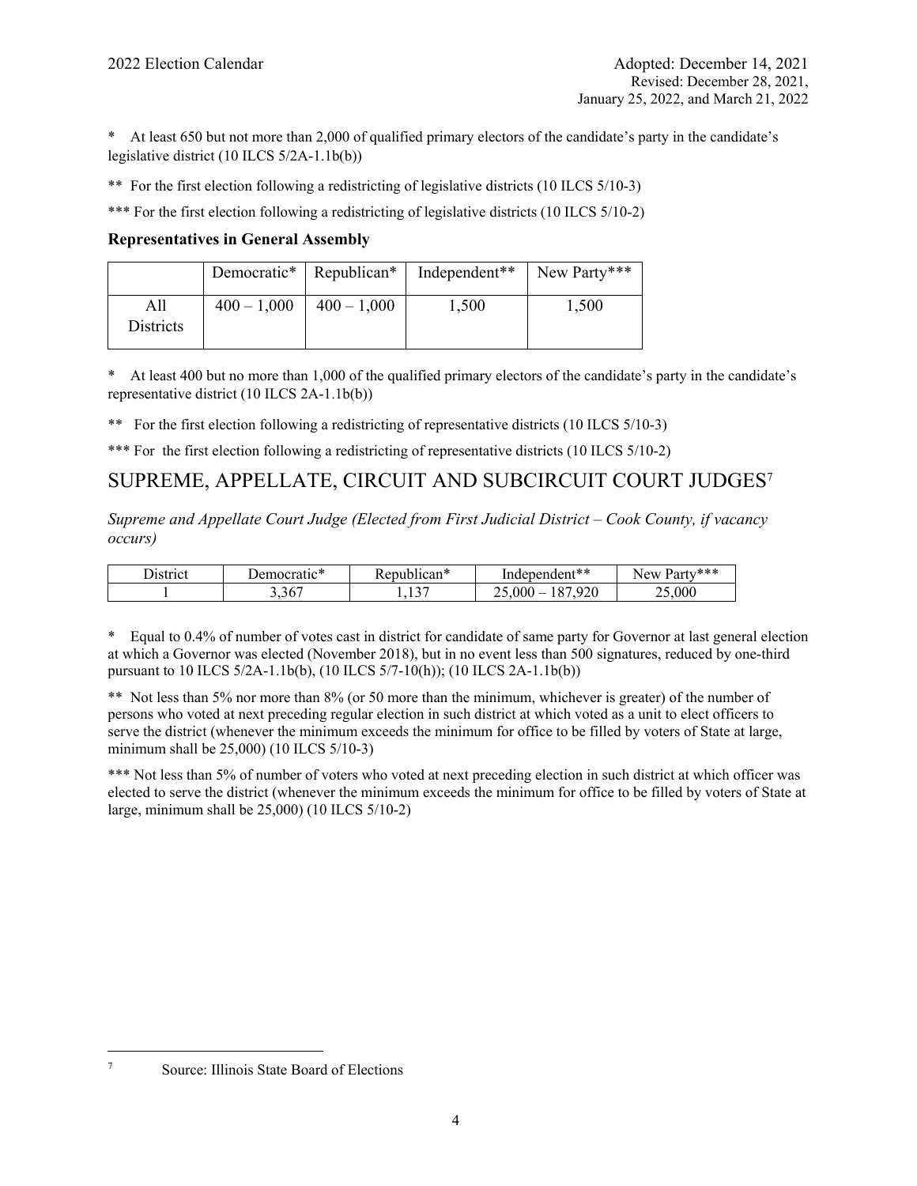\* At least 650 but not more than 2,000 of qualified primary electors of the candidate's party in the candidate's legislative district (10 ILCS 5/2A-1.1b(b))

\** For the first election following a redistricting of legislative districts (10 ILCS 5/10-3)

\*** For the first election following a redistricting of legislative districts (10 ILCS 5/10-2)

**Representatives in General Assembly**

| | Democratic* | Republican* | Independent** | New Party*** |
|---|---|---|---|---|
| All Districts | 400 – 1,000 | 400 – 1,000 | 1,500 | 1,500 |

\* At least 400 but no more than 1,000 of the qualified primary electors of the candidate's party in the candidate's representative district (10 ILCS 2A-1.1b(b))

\** For the first election following a redistricting of representative districts (10 ILCS 5/10-3)

\*** For the first election following a redistricting of representative districts (10 ILCS 5/10-2)

## SUPREME, APPELLATE, CIRCUIT AND SUBCIRCUIT COURT JUDGES[7]

*Supreme and Appellate Court Judge (Elected from First Judicial District – Cook County, if vacancy occurs)*

| District | Democratic* | Republican* | Independent** | New Party*** |
|---|---|---|---|---|
| 1 | 3,367 | 1,137 | 25,000 – 187,920 | 25,000 |

\* Equal to 0.4% of number of votes cast in district for candidate of same party for Governor at last general election at which a Governor was elected (November 2018), but in no event less than 500 signatures, reduced by one-third pursuant to 10 ILCS 5/2A-1.1b(b), (10 ILCS 5/7-10(h)); (10 ILCS 2A-1.1b(b))

\** Not less than 5% nor more than 8% (or 50 more than the minimum, whichever is greater) of the number of persons who voted at next preceding regular election in such district at which voted as a unit to elect officers to serve the district (whenever the minimum exceeds the minimum for office to be filled by voters of State at large, minimum shall be 25,000) (10 ILCS 5/10-3)

\*** Not less than 5% of number of voters who voted at next preceding election in such district at which officer was elected to serve the district (whenever the minimum exceeds the minimum for office to be filled by voters of State at large, minimum shall be 25,000) (10 ILCS 5/10-2)

[7] Source: Illinois State Board of Elections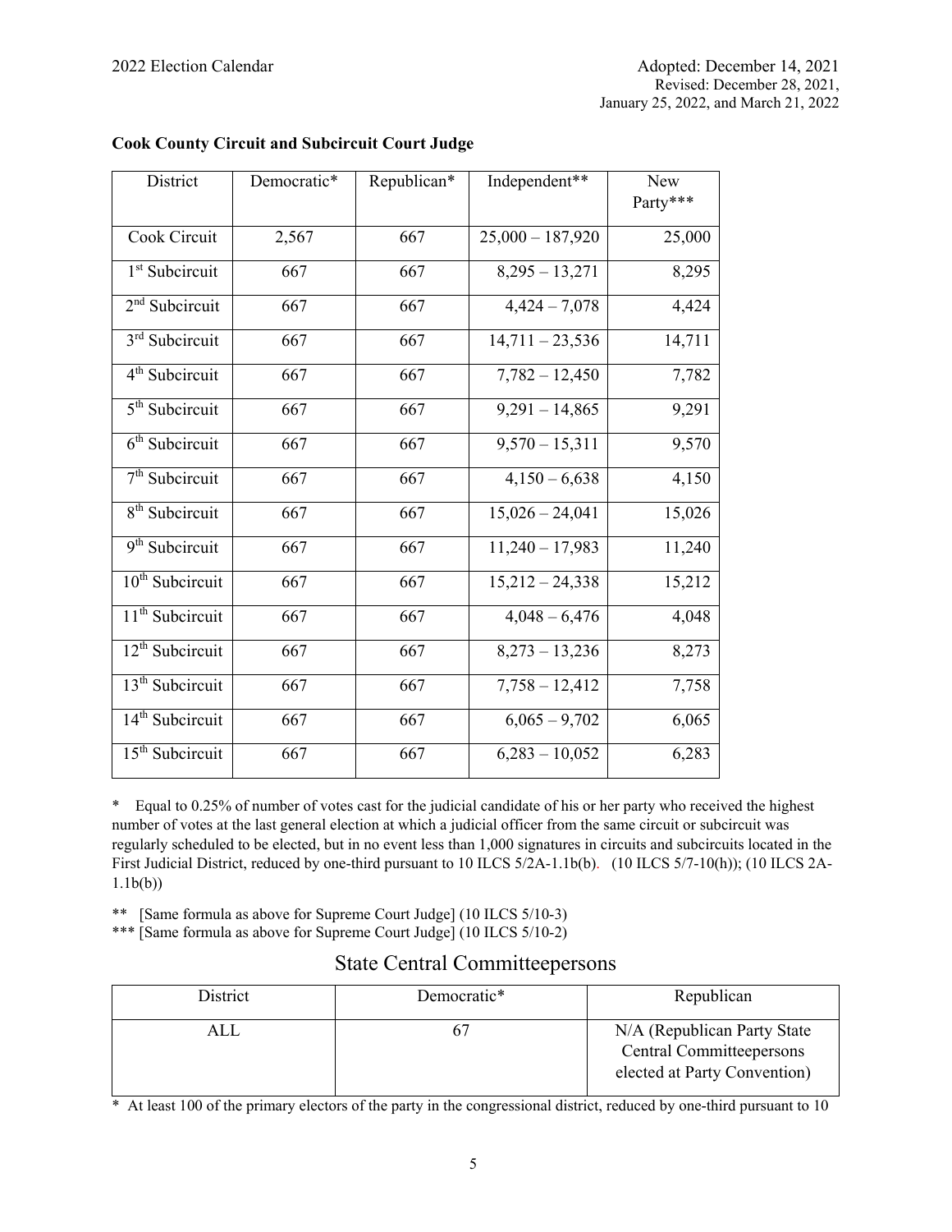**Cook County Circuit and Subcircuit Court Judge**

| District | Democratic* | Republican* | Independent** | New Party*** |
|---|---|---|---|---|
| Cook Circuit | 2,567 | 667 | 25,000 – 187,920 | 25,000 |
| 1st Subcircuit | 667 | 667 | 8,295 – 13,271 | 8,295 |
| 2nd Subcircuit | 667 | 667 | 4,424 – 7,078 | 4,424 |
| 3rd Subcircuit | 667 | 667 | 14,711 – 23,536 | 14,711 |
| 4th Subcircuit | 667 | 667 | 7,782 – 12,450 | 7,782 |
| 5th Subcircuit | 667 | 667 | 9,291 – 14,865 | 9,291 |
| 6th Subcircuit | 667 | 667 | 9,570 – 15,311 | 9,570 |
| 7th Subcircuit | 667 | 667 | 4,150 – 6,638 | 4,150 |
| 8th Subcircuit | 667 | 667 | 15,026 – 24,041 | 15,026 |
| 9th Subcircuit | 667 | 667 | 11,240 – 17,983 | 11,240 |
| 10th Subcircuit | 667 | 667 | 15,212 – 24,338 | 15,212 |
| 11th Subcircuit | 667 | 667 | 4,048 – 6,476 | 4,048 |
| 12th Subcircuit | 667 | 667 | 8,273 – 13,236 | 8,273 |
| 13th Subcircuit | 667 | 667 | 7,758 – 12,412 | 7,758 |
| 14th Subcircuit | 667 | 667 | 6,065 – 9,702 | 6,065 |
| 15th Subcircuit | 667 | 667 | 6,283 – 10,052 | 6,283 |

\* Equal to 0.25% of number of votes cast for the judicial candidate of his or her party who received the highest number of votes at the last general election at which a judicial officer from the same circuit or subcircuit was regularly scheduled to be elected, but in no event less than 1,000 signatures in circuits and subcircuits located in the First Judicial District, reduced by one-third pursuant to 10 ILCS 5/2A-1.1b(b). (10 ILCS 5/7-10(h)); (10 ILCS 2A-1.1b(b))

\** [Same formula as above for Supreme Court Judge] (10 ILCS 5/10-3)

\*** [Same formula as above for Supreme Court Judge] (10 ILCS 5/10-2)

## State Central Committeepersons

| District | Democratic* | Republican |
|---|---|---|
| ALL | 67 | N/A (Republican Party State Central Committeepersons elected at Party Convention) |

\* At least 100 of the primary electors of the party in the congressional district, reduced by one-third pursuant to 10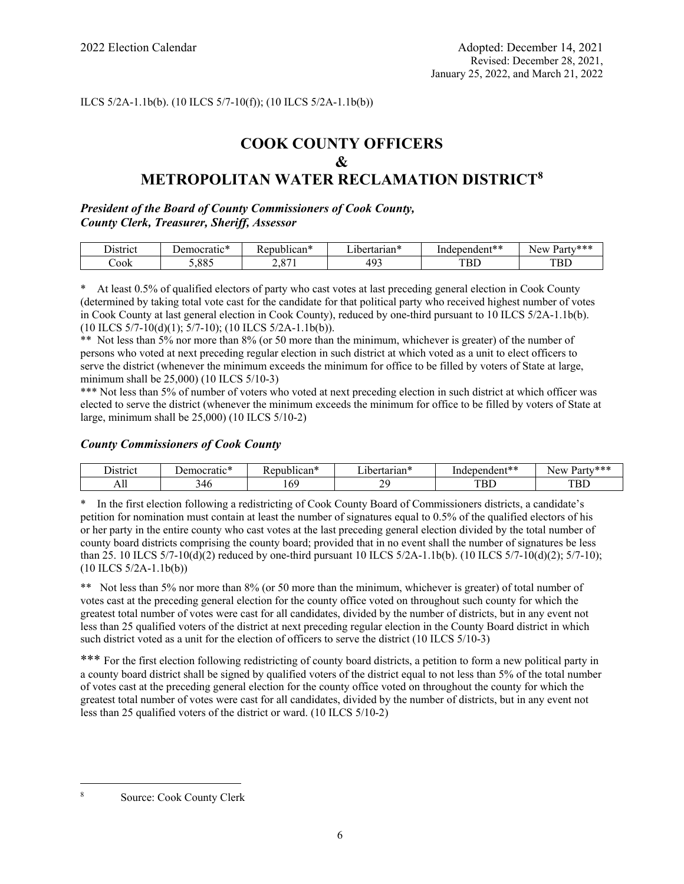ILCS 5/2A-1.1b(b). (10 ILCS 5/7-10(f)); (10 ILCS 5/2A-1.1b(b))

# COOK COUNTY OFFICERS & METROPOLITAN WATER RECLAMATION DISTRICT[8]

***President of the Board of County Commissioners of Cook County, County Clerk, Treasurer, Sheriff, Assessor***

| District | Democratic* | Republican* | Libertarian* | Independent** | New Party*** |
|---|---|---|---|---|---|
| Cook | 5,885 | 2,871 | 493 | TBD | TBD |

\* At least 0.5% of qualified electors of party who cast votes at last preceding general election in Cook County (determined by taking total vote cast for the candidate for that political party who received highest number of votes in Cook County at last general election in Cook County), reduced by one-third pursuant to 10 ILCS 5/2A-1.1b(b). (10 ILCS 5/7-10(d)(1); 5/7-10); (10 ILCS 5/2A-1.1b(b)).

\** Not less than 5% nor more than 8% (or 50 more than the minimum, whichever is greater) of the number of persons who voted at next preceding regular election in such district at which voted as a unit to elect officers to serve the district (whenever the minimum exceeds the minimum for office to be filled by voters of State at large, minimum shall be 25,000) (10 ILCS 5/10-3)

\*** Not less than 5% of number of voters who voted at next preceding election in such district at which officer was elected to serve the district (whenever the minimum exceeds the minimum for office to be filled by voters of State at large, minimum shall be 25,000) (10 ILCS 5/10-2)

***County Commissioners of Cook County***

| District | Democratic* | Republican* | Libertarian* | Independent** | New Party*** |
|---|---|---|---|---|---|
| All | 346 | 169 | 29 | TBD | TBD |

\* In the first election following a redistricting of Cook County Board of Commissioners districts, a candidate's petition for nomination must contain at least the number of signatures equal to 0.5% of the qualified electors of his or her party in the entire county who cast votes at the last preceding general election divided by the total number of county board districts comprising the county board; provided that in no event shall the number of signatures be less than 25. 10 ILCS 5/7-10(d)(2) reduced by one-third pursuant 10 ILCS 5/2A-1.1b(b). (10 ILCS 5/7-10(d)(2); 5/7-10); (10 ILCS 5/2A-1.1b(b))

\** Not less than 5% nor more than 8% (or 50 more than the minimum, whichever is greater) of total number of votes cast at the preceding general election for the county office voted on throughout such county for which the greatest total number of votes were cast for all candidates, divided by the number of districts, but in any event not less than 25 qualified voters of the district at next preceding regular election in the County Board district in which such district voted as a unit for the election of officers to serve the district (10 ILCS 5/10-3)

\*** For the first election following redistricting of county board districts, a petition to form a new political party in a county board district shall be signed by qualified voters of the district equal to not less than 5% of the total number of votes cast at the preceding general election for the county office voted on throughout the county for which the greatest total number of votes were cast for all candidates, divided by the number of districts, but in any event not less than 25 qualified voters of the district or ward. (10 ILCS 5/10-2)

---

[8] Source: Cook County Clerk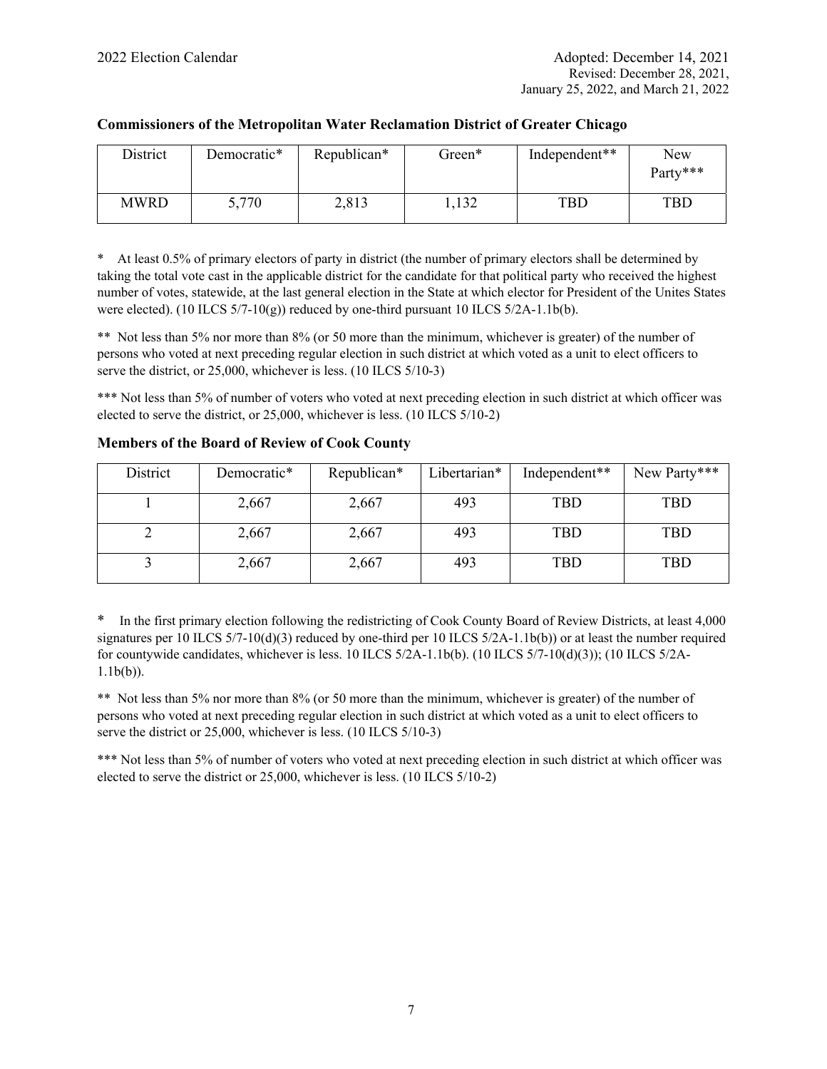**Commissioners of the Metropolitan Water Reclamation District of Greater Chicago**

| District | Democratic* | Republican* | Green* | Independent** | New Party*** |
|---|---|---|---|---|---|
| MWRD | 5,770 | 2,813 | 1,132 | TBD | TBD |

\* At least 0.5% of primary electors of party in district (the number of primary electors shall be determined by taking the total vote cast in the applicable district for the candidate for that political party who received the highest number of votes, statewide, at the last general election in the State at which elector for President of the Unites States were elected). (10 ILCS 5/7-10(g)) reduced by one-third pursuant 10 ILCS 5/2A-1.1b(b).

\*\* Not less than 5% nor more than 8% (or 50 more than the minimum, whichever is greater) of the number of persons who voted at next preceding regular election in such district at which voted as a unit to elect officers to serve the district, or 25,000, whichever is less. (10 ILCS 5/10-3)

\*\*\* Not less than 5% of number of voters who voted at next preceding election in such district at which officer was elected to serve the district, or 25,000, whichever is less. (10 ILCS 5/10-2)

**Members of the Board of Review of Cook County**

| District | Democratic* | Republican* | Libertarian* | Independent** | New Party*** |
|---|---|---|---|---|---|
| 1 | 2,667 | 2,667 | 493 | TBD | TBD |
| 2 | 2,667 | 2,667 | 493 | TBD | TBD |
| 3 | 2,667 | 2,667 | 493 | TBD | TBD |

\* In the first primary election following the redistricting of Cook County Board of Review Districts, at least 4,000 signatures per 10 ILCS 5/7-10(d)(3) reduced by one-third per 10 ILCS 5/2A-1.1b(b)) or at least the number required for countywide candidates, whichever is less. 10 ILCS 5/2A-1.1b(b). (10 ILCS 5/7-10(d)(3)); (10 ILCS 5/2A-1.1b(b)).

\*\* Not less than 5% nor more than 8% (or 50 more than the minimum, whichever is greater) of the number of persons who voted at next preceding regular election in such district at which voted as a unit to elect officers to serve the district or 25,000, whichever is less. (10 ILCS 5/10-3)

\*\*\* Not less than 5% of number of voters who voted at next preceding election in such district at which officer was elected to serve the district or 25,000, whichever is less. (10 ILCS 5/10-2)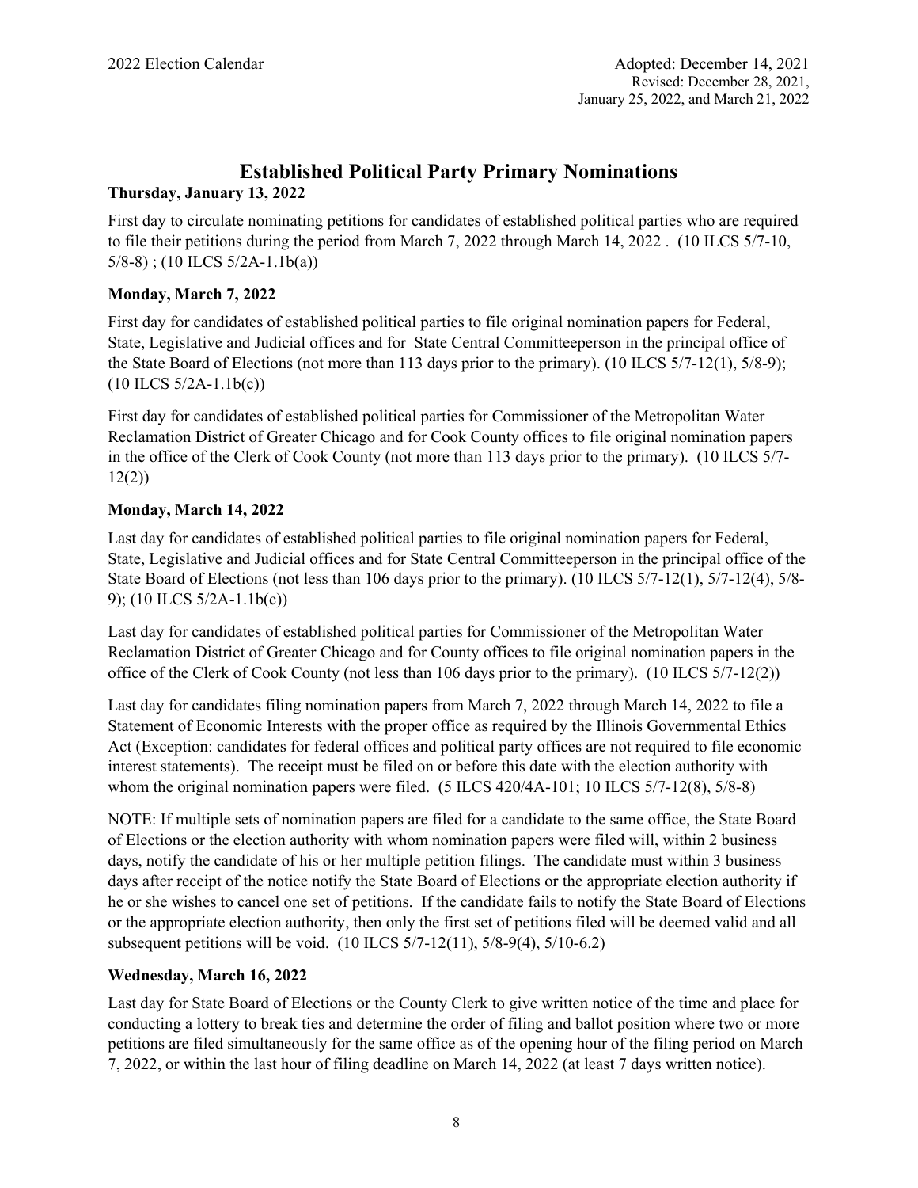## Established Political Party Primary Nominations

**Thursday, January 13, 2022**

First day to circulate nominating petitions for candidates of established political parties who are required to file their petitions during the period from March 7, 2022 through March 14, 2022 . (10 ILCS 5/7-10, 5/8-8) ; (10 ILCS 5/2A-1.1b(a))

**Monday, March 7, 2022**

First day for candidates of established political parties to file original nomination papers for Federal, State, Legislative and Judicial offices and for State Central Committeeperson in the principal office of the State Board of Elections (not more than 113 days prior to the primary). (10 ILCS 5/7-12(1), 5/8-9); (10 ILCS 5/2A-1.1b(c))

First day for candidates of established political parties for Commissioner of the Metropolitan Water Reclamation District of Greater Chicago and for Cook County offices to file original nomination papers in the office of the Clerk of Cook County (not more than 113 days prior to the primary). (10 ILCS 5/7-12(2))

**Monday, March 14, 2022**

Last day for candidates of established political parties to file original nomination papers for Federal, State, Legislative and Judicial offices and for State Central Committeeperson in the principal office of the State Board of Elections (not less than 106 days prior to the primary). (10 ILCS 5/7-12(1), 5/7-12(4), 5/8-9); (10 ILCS 5/2A-1.1b(c))

Last day for candidates of established political parties for Commissioner of the Metropolitan Water Reclamation District of Greater Chicago and for County offices to file original nomination papers in the office of the Clerk of Cook County (not less than 106 days prior to the primary). (10 ILCS 5/7-12(2))

Last day for candidates filing nomination papers from March 7, 2022 through March 14, 2022 to file a Statement of Economic Interests with the proper office as required by the Illinois Governmental Ethics Act (Exception: candidates for federal offices and political party offices are not required to file economic interest statements). The receipt must be filed on or before this date with the election authority with whom the original nomination papers were filed. (5 ILCS 420/4A-101; 10 ILCS 5/7-12(8), 5/8-8)

NOTE: If multiple sets of nomination papers are filed for a candidate to the same office, the State Board of Elections or the election authority with whom nomination papers were filed will, within 2 business days, notify the candidate of his or her multiple petition filings. The candidate must within 3 business days after receipt of the notice notify the State Board of Elections or the appropriate election authority if he or she wishes to cancel one set of petitions. If the candidate fails to notify the State Board of Elections or the appropriate election authority, then only the first set of petitions filed will be deemed valid and all subsequent petitions will be void. (10 ILCS 5/7-12(11), 5/8-9(4), 5/10-6.2)

**Wednesday, March 16, 2022**

Last day for State Board of Elections or the County Clerk to give written notice of the time and place for conducting a lottery to break ties and determine the order of filing and ballot position where two or more petitions are filed simultaneously for the same office as of the opening hour of the filing period on March 7, 2022, or within the last hour of filing deadline on March 14, 2022 (at least 7 days written notice).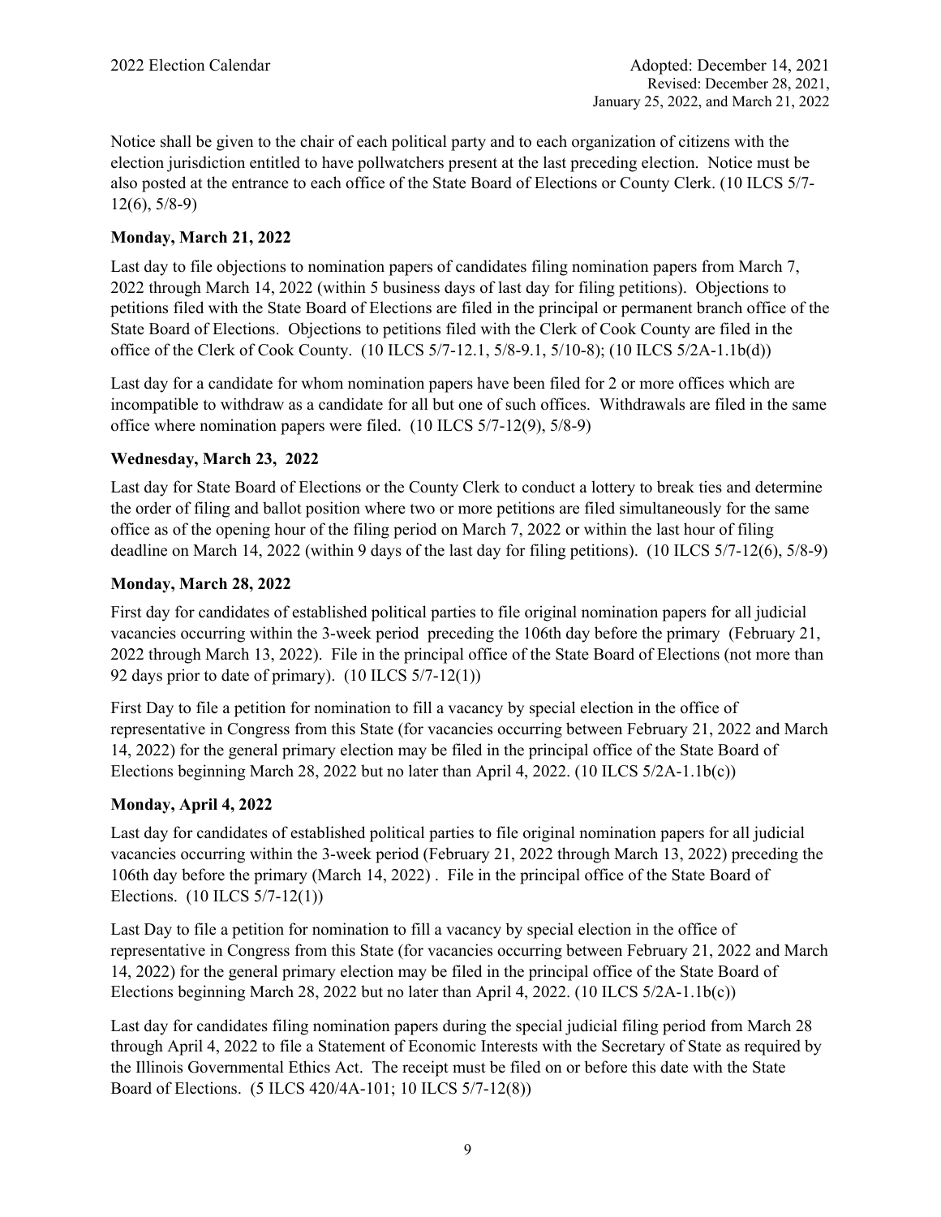Notice shall be given to the chair of each political party and to each organization of citizens with the election jurisdiction entitled to have pollwatchers present at the last preceding election. Notice must be also posted at the entrance to each office of the State Board of Elections or County Clerk. (10 ILCS 5/7-12(6), 5/8-9)

**Monday, March 21, 2022**

Last day to file objections to nomination papers of candidates filing nomination papers from March 7, 2022 through March 14, 2022 (within 5 business days of last day for filing petitions). Objections to petitions filed with the State Board of Elections are filed in the principal or permanent branch office of the State Board of Elections. Objections to petitions filed with the Clerk of Cook County are filed in the office of the Clerk of Cook County. (10 ILCS 5/7-12.1, 5/8-9.1, 5/10-8); (10 ILCS 5/2A-1.1b(d))

Last day for a candidate for whom nomination papers have been filed for 2 or more offices which are incompatible to withdraw as a candidate for all but one of such offices. Withdrawals are filed in the same office where nomination papers were filed. (10 ILCS 5/7-12(9), 5/8-9)

**Wednesday, March 23, 2022**

Last day for State Board of Elections or the County Clerk to conduct a lottery to break ties and determine the order of filing and ballot position where two or more petitions are filed simultaneously for the same office as of the opening hour of the filing period on March 7, 2022 or within the last hour of filing deadline on March 14, 2022 (within 9 days of the last day for filing petitions). (10 ILCS 5/7-12(6), 5/8-9)

**Monday, March 28, 2022**

First day for candidates of established political parties to file original nomination papers for all judicial vacancies occurring within the 3-week period preceding the 106th day before the primary (February 21, 2022 through March 13, 2022). File in the principal office of the State Board of Elections (not more than 92 days prior to date of primary). (10 ILCS 5/7-12(1))

First Day to file a petition for nomination to fill a vacancy by special election in the office of representative in Congress from this State (for vacancies occurring between February 21, 2022 and March 14, 2022) for the general primary election may be filed in the principal office of the State Board of Elections beginning March 28, 2022 but no later than April 4, 2022. (10 ILCS 5/2A-1.1b(c))

**Monday, April 4, 2022**

Last day for candidates of established political parties to file original nomination papers for all judicial vacancies occurring within the 3-week period (February 21, 2022 through March 13, 2022) preceding the 106th day before the primary (March 14, 2022) . File in the principal office of the State Board of Elections. (10 ILCS 5/7-12(1))

Last Day to file a petition for nomination to fill a vacancy by special election in the office of representative in Congress from this State (for vacancies occurring between February 21, 2022 and March 14, 2022) for the general primary election may be filed in the principal office of the State Board of Elections beginning March 28, 2022 but no later than April 4, 2022. (10 ILCS 5/2A-1.1b(c))

Last day for candidates filing nomination papers during the special judicial filing period from March 28 through April 4, 2022 to file a Statement of Economic Interests with the Secretary of State as required by the Illinois Governmental Ethics Act. The receipt must be filed on or before this date with the State Board of Elections. (5 ILCS 420/4A-101; 10 ILCS 5/7-12(8))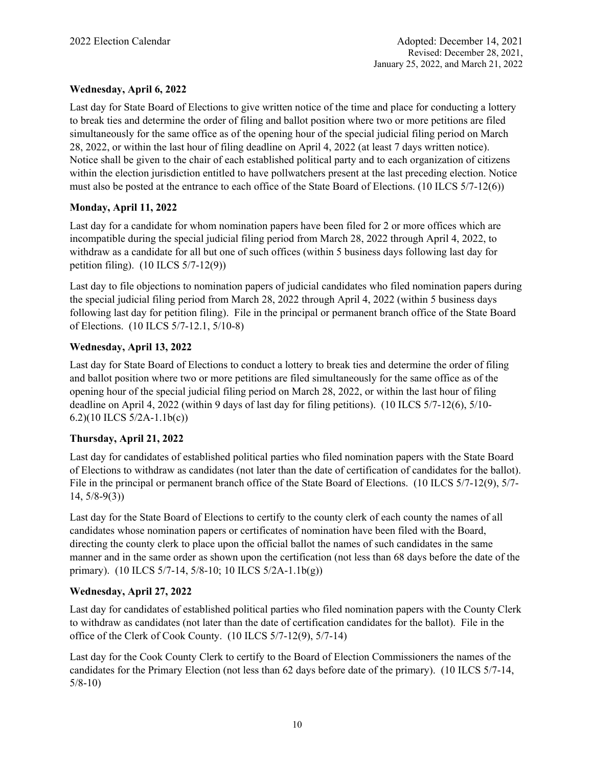**Wednesday, April 6, 2022**

Last day for State Board of Elections to give written notice of the time and place for conducting a lottery to break ties and determine the order of filing and ballot position where two or more petitions are filed simultaneously for the same office as of the opening hour of the special judicial filing period on March 28, 2022, or within the last hour of filing deadline on April 4, 2022 (at least 7 days written notice). Notice shall be given to the chair of each established political party and to each organization of citizens within the election jurisdiction entitled to have pollwatchers present at the last preceding election. Notice must also be posted at the entrance to each office of the State Board of Elections. (10 ILCS 5/7-12(6))

**Monday, April 11, 2022**

Last day for a candidate for whom nomination papers have been filed for 2 or more offices which are incompatible during the special judicial filing period from March 28, 2022 through April 4, 2022, to withdraw as a candidate for all but one of such offices (within 5 business days following last day for petition filing). (10 ILCS 5/7-12(9))

Last day to file objections to nomination papers of judicial candidates who filed nomination papers during the special judicial filing period from March 28, 2022 through April 4, 2022 (within 5 business days following last day for petition filing). File in the principal or permanent branch office of the State Board of Elections. (10 ILCS 5/7-12.1, 5/10-8)

**Wednesday, April 13, 2022**

Last day for State Board of Elections to conduct a lottery to break ties and determine the order of filing and ballot position where two or more petitions are filed simultaneously for the same office as of the opening hour of the special judicial filing period on March 28, 2022, or within the last hour of filing deadline on April 4, 2022 (within 9 days of last day for filing petitions). (10 ILCS 5/7-12(6), 5/10-6.2)(10 ILCS 5/2A-1.1b(c))

**Thursday, April 21, 2022**

Last day for candidates of established political parties who filed nomination papers with the State Board of Elections to withdraw as candidates (not later than the date of certification of candidates for the ballot). File in the principal or permanent branch office of the State Board of Elections. (10 ILCS 5/7-12(9), 5/7-14, 5/8-9(3))

Last day for the State Board of Elections to certify to the county clerk of each county the names of all candidates whose nomination papers or certificates of nomination have been filed with the Board, directing the county clerk to place upon the official ballot the names of such candidates in the same manner and in the same order as shown upon the certification (not less than 68 days before the date of the primary). (10 ILCS 5/7-14, 5/8-10; 10 ILCS 5/2A-1.1b(g))

**Wednesday, April 27, 2022**

Last day for candidates of established political parties who filed nomination papers with the County Clerk to withdraw as candidates (not later than the date of certification candidates for the ballot). File in the office of the Clerk of Cook County. (10 ILCS 5/7-12(9), 5/7-14)

Last day for the Cook County Clerk to certify to the Board of Election Commissioners the names of the candidates for the Primary Election (not less than 62 days before date of the primary). (10 ILCS 5/7-14, 5/8-10)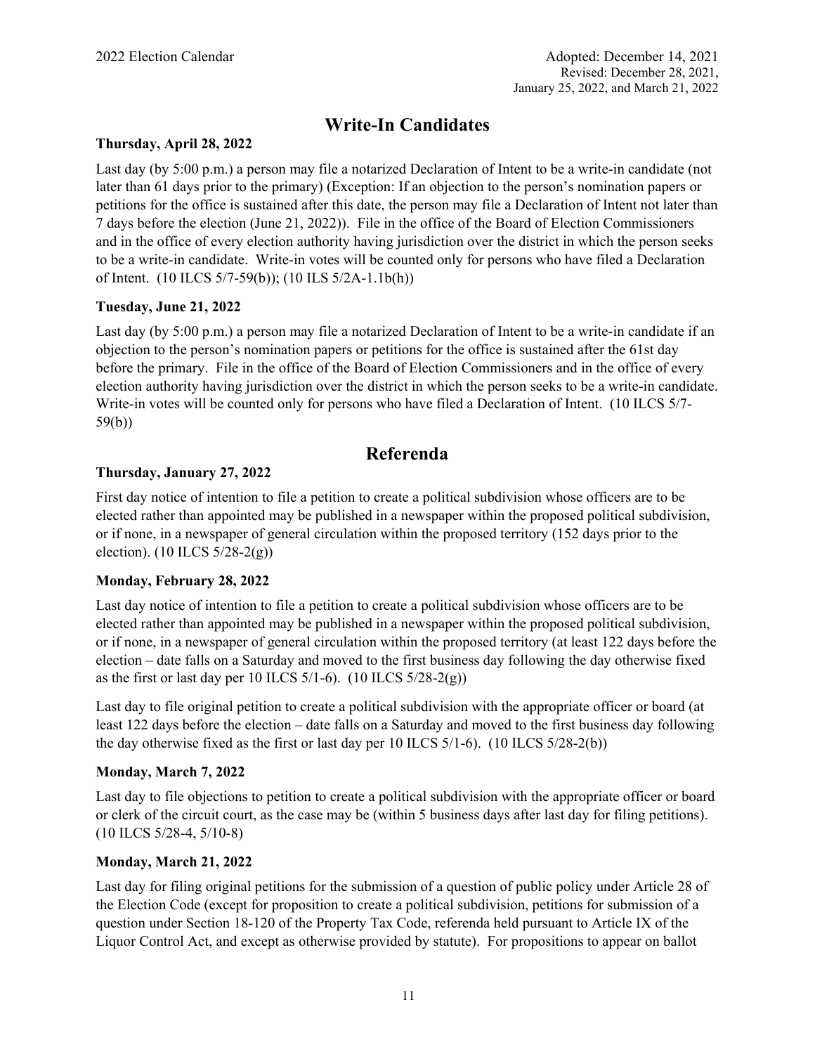## Write-In Candidates

**Thursday, April 28, 2022**

Last day (by 5:00 p.m.) a person may file a notarized Declaration of Intent to be a write-in candidate (not later than 61 days prior to the primary) (Exception: If an objection to the person's nomination papers or petitions for the office is sustained after this date, the person may file a Declaration of Intent not later than 7 days before the election (June 21, 2022)). File in the office of the Board of Election Commissioners and in the office of every election authority having jurisdiction over the district in which the person seeks to be a write-in candidate. Write-in votes will be counted only for persons who have filed a Declaration of Intent. (10 ILCS 5/7-59(b)); (10 ILS 5/2A-1.1b(h))

**Tuesday, June 21, 2022**

Last day (by 5:00 p.m.) a person may file a notarized Declaration of Intent to be a write-in candidate if an objection to the person's nomination papers or petitions for the office is sustained after the 61st day before the primary. File in the office of the Board of Election Commissioners and in the office of every election authority having jurisdiction over the district in which the person seeks to be a write-in candidate. Write-in votes will be counted only for persons who have filed a Declaration of Intent. (10 ILCS 5/7-59(b))

## Referenda

**Thursday, January 27, 2022**

First day notice of intention to file a petition to create a political subdivision whose officers are to be elected rather than appointed may be published in a newspaper within the proposed political subdivision, or if none, in a newspaper of general circulation within the proposed territory (152 days prior to the election). (10 ILCS 5/28-2(g))

**Monday, February 28, 2022**

Last day notice of intention to file a petition to create a political subdivision whose officers are to be elected rather than appointed may be published in a newspaper within the proposed political subdivision, or if none, in a newspaper of general circulation within the proposed territory (at least 122 days before the election – date falls on a Saturday and moved to the first business day following the day otherwise fixed as the first or last day per 10 ILCS 5/1-6). (10 ILCS 5/28-2(g))

Last day to file original petition to create a political subdivision with the appropriate officer or board (at least 122 days before the election – date falls on a Saturday and moved to the first business day following the day otherwise fixed as the first or last day per 10 ILCS 5/1-6). (10 ILCS 5/28-2(b))

**Monday, March 7, 2022**

Last day to file objections to petition to create a political subdivision with the appropriate officer or board or clerk of the circuit court, as the case may be (within 5 business days after last day for filing petitions). (10 ILCS 5/28-4, 5/10-8)

**Monday, March 21, 2022**

Last day for filing original petitions for the submission of a question of public policy under Article 28 of the Election Code (except for proposition to create a political subdivision, petitions for submission of a question under Section 18-120 of the Property Tax Code, referenda held pursuant to Article IX of the Liquor Control Act, and except as otherwise provided by statute). For propositions to appear on ballot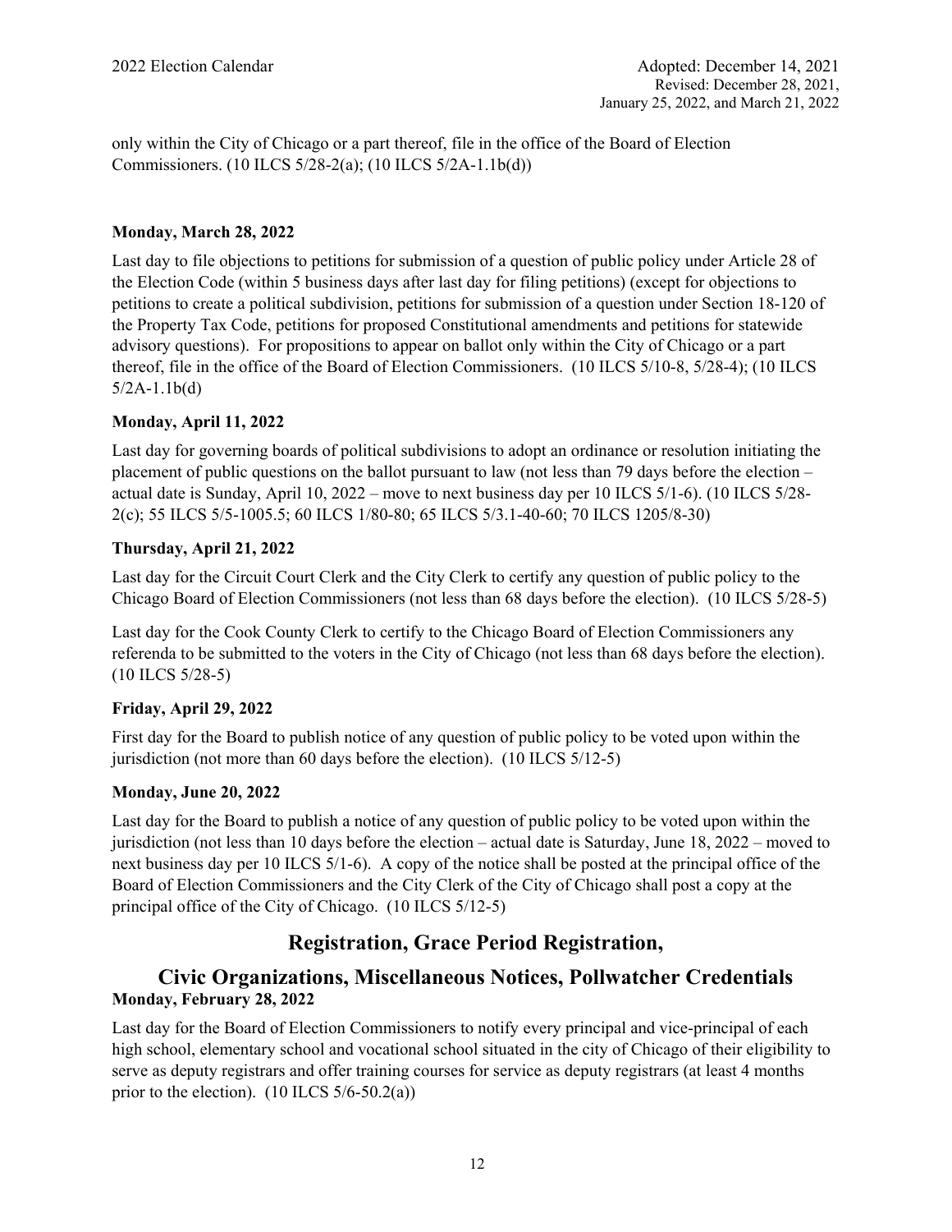only within the City of Chicago or a part thereof, file in the office of the Board of Election Commissioners. (10 ILCS 5/28-2(a); (10 ILCS 5/2A-1.1b(d))

**Monday, March 28, 2022**

Last day to file objections to petitions for submission of a question of public policy under Article 28 of the Election Code (within 5 business days after last day for filing petitions) (except for objections to petitions to create a political subdivision, petitions for submission of a question under Section 18-120 of the Property Tax Code, petitions for proposed Constitutional amendments and petitions for statewide advisory questions). For propositions to appear on ballot only within the City of Chicago or a part thereof, file in the office of the Board of Election Commissioners. (10 ILCS 5/10-8, 5/28-4); (10 ILCS 5/2A-1.1b(d)

**Monday, April 11, 2022**

Last day for governing boards of political subdivisions to adopt an ordinance or resolution initiating the placement of public questions on the ballot pursuant to law (not less than 79 days before the election – actual date is Sunday, April 10, 2022 – move to next business day per 10 ILCS 5/1-6). (10 ILCS 5/28-2(c); 55 ILCS 5/5-1005.5; 60 ILCS 1/80-80; 65 ILCS 5/3.1-40-60; 70 ILCS 1205/8-30)

**Thursday, April 21, 2022**

Last day for the Circuit Court Clerk and the City Clerk to certify any question of public policy to the Chicago Board of Election Commissioners (not less than 68 days before the election). (10 ILCS 5/28-5)

Last day for the Cook County Clerk to certify to the Chicago Board of Election Commissioners any referenda to be submitted to the voters in the City of Chicago (not less than 68 days before the election). (10 ILCS 5/28-5)

**Friday, April 29, 2022**

First day for the Board to publish notice of any question of public policy to be voted upon within the jurisdiction (not more than 60 days before the election). (10 ILCS 5/12-5)

**Monday, June 20, 2022**

Last day for the Board to publish a notice of any question of public policy to be voted upon within the jurisdiction (not less than 10 days before the election – actual date is Saturday, June 18, 2022 – moved to next business day per 10 ILCS 5/1-6). A copy of the notice shall be posted at the principal office of the Board of Election Commissioners and the City Clerk of the City of Chicago shall post a copy at the principal office of the City of Chicago. (10 ILCS 5/12-5)

## Registration, Grace Period Registration, Civic Organizations, Miscellaneous Notices, Pollwatcher Credentials

**Monday, February 28, 2022**

Last day for the Board of Election Commissioners to notify every principal and vice-principal of each high school, elementary school and vocational school situated in the city of Chicago of their eligibility to serve as deputy registrars and offer training courses for service as deputy registrars (at least 4 months prior to the election). (10 ILCS 5/6-50.2(a))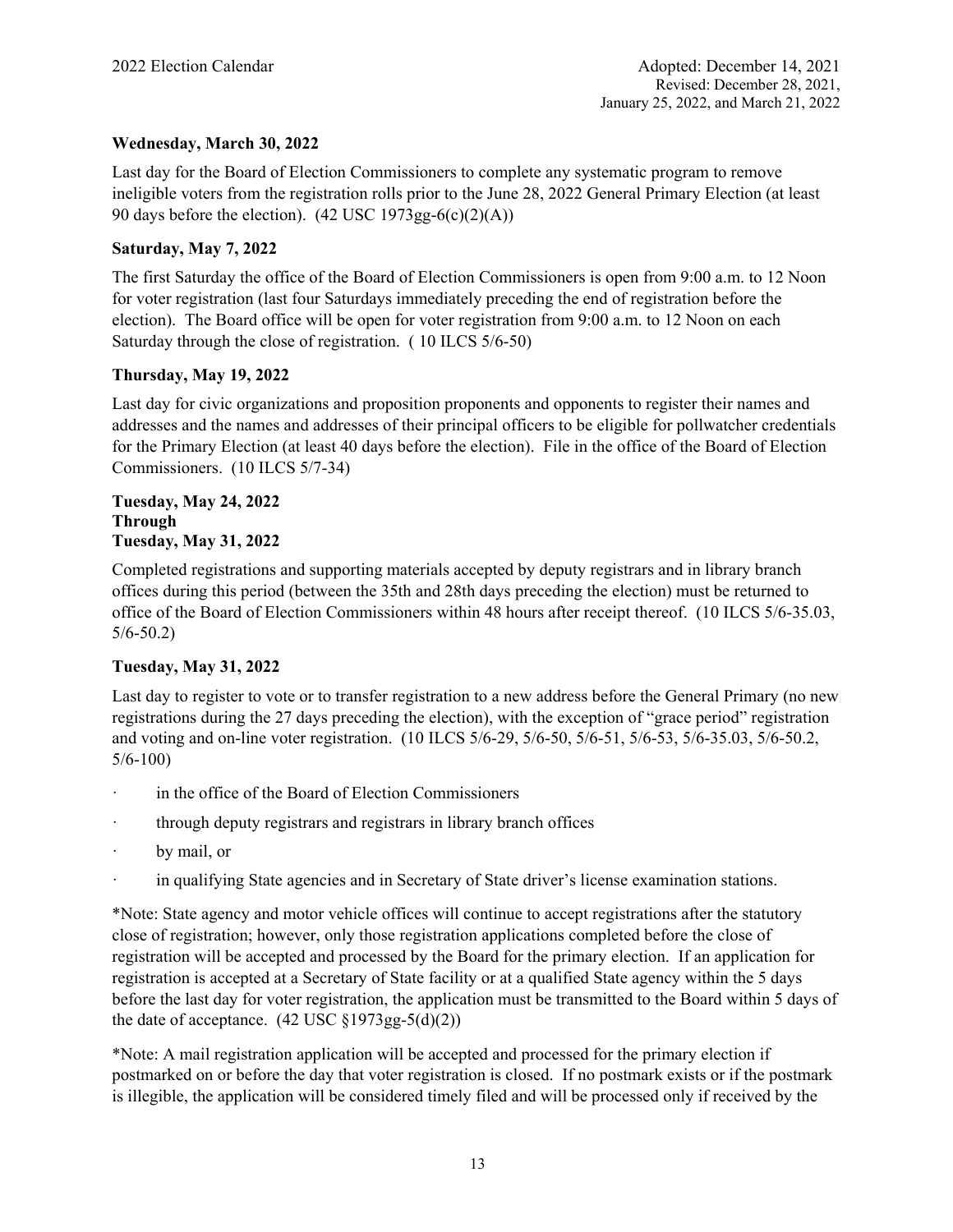**Wednesday, March 30, 2022**

Last day for the Board of Election Commissioners to complete any systematic program to remove ineligible voters from the registration rolls prior to the June 28, 2022 General Primary Election (at least 90 days before the election). (42 USC 1973gg-6(c)(2)(A))

**Saturday, May 7, 2022**

The first Saturday the office of the Board of Election Commissioners is open from 9:00 a.m. to 12 Noon for voter registration (last four Saturdays immediately preceding the end of registration before the election). The Board office will be open for voter registration from 9:00 a.m. to 12 Noon on each Saturday through the close of registration. ( 10 ILCS 5/6-50)

**Thursday, May 19, 2022**

Last day for civic organizations and proposition proponents and opponents to register their names and addresses and the names and addresses of their principal officers to be eligible for pollwatcher credentials for the Primary Election (at least 40 days before the election). File in the office of the Board of Election Commissioners. (10 ILCS 5/7-34)

**Tuesday, May 24, 2022**
**Through**
**Tuesday, May 31, 2022**

Completed registrations and supporting materials accepted by deputy registrars and in library branch offices during this period (between the 35th and 28th days preceding the election) must be returned to office of the Board of Election Commissioners within 48 hours after receipt thereof. (10 ILCS 5/6-35.03, 5/6-50.2)

**Tuesday, May 31, 2022**

Last day to register to vote or to transfer registration to a new address before the General Primary (no new registrations during the 27 days preceding the election), with the exception of "grace period" registration and voting and on-line voter registration. (10 ILCS 5/6-29, 5/6-50, 5/6-51, 5/6-53, 5/6-35.03, 5/6-50.2, 5/6-100)

- in the office of the Board of Election Commissioners
- through deputy registrars and registrars in library branch offices
- by mail, or
- in qualifying State agencies and in Secretary of State driver's license examination stations.

*Note: State agency and motor vehicle offices will continue to accept registrations after the statutory close of registration; however, only those registration applications completed before the close of registration will be accepted and processed by the Board for the primary election. If an application for registration is accepted at a Secretary of State facility or at a qualified State agency within the 5 days before the last day for voter registration, the application must be transmitted to the Board within 5 days of the date of acceptance. (42 USC §1973gg-5(d)(2))

*Note: A mail registration application will be accepted and processed for the primary election if postmarked on or before the day that voter registration is closed. If no postmark exists or if the postmark is illegible, the application will be considered timely filed and will be processed only if received by the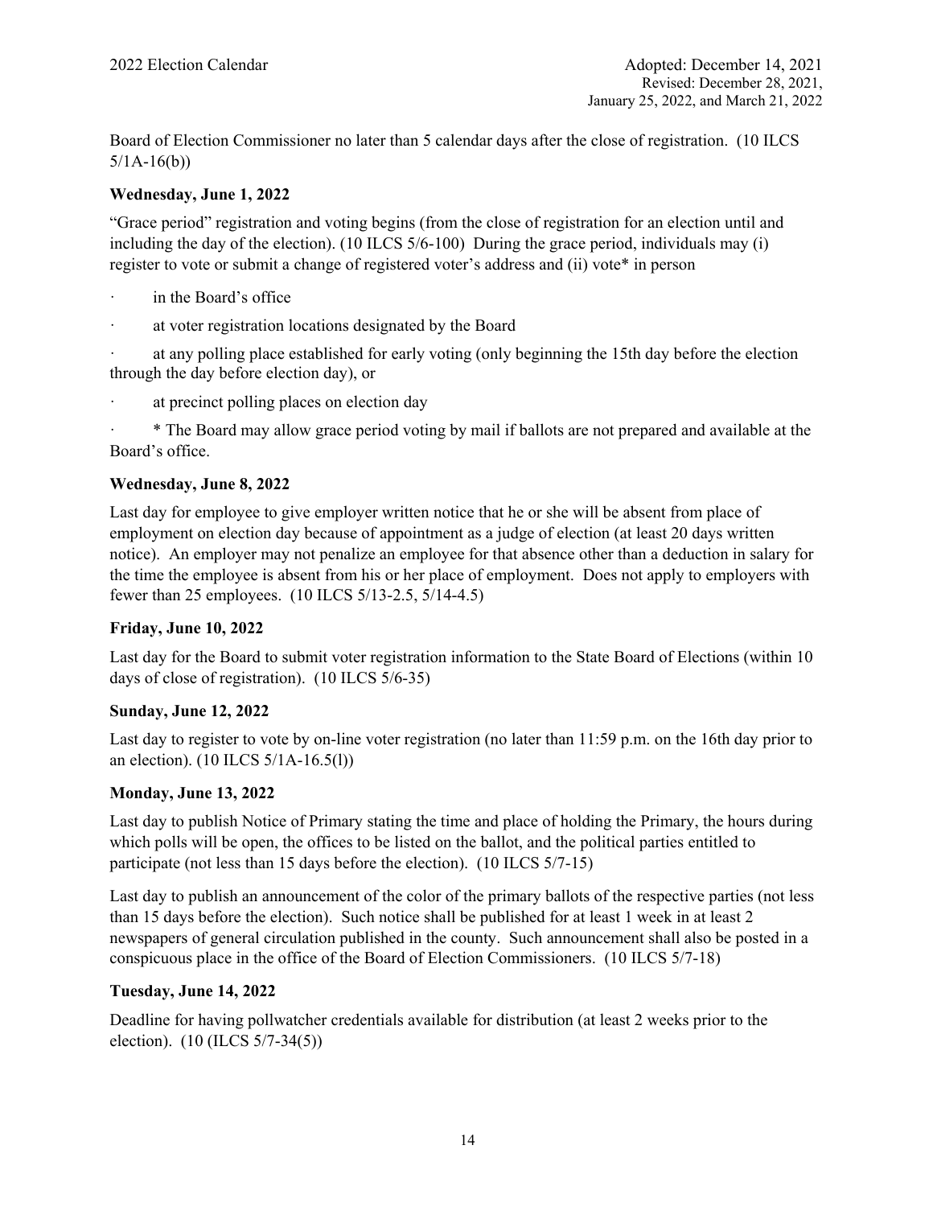Board of Election Commissioner no later than 5 calendar days after the close of registration. (10 ILCS 5/1A-16(b))

**Wednesday, June 1, 2022**

"Grace period" registration and voting begins (from the close of registration for an election until and including the day of the election). (10 ILCS 5/6-100) During the grace period, individuals may (i) register to vote or submit a change of registered voter's address and (ii) vote* in person

- in the Board's office
- at voter registration locations designated by the Board
- at any polling place established for early voting (only beginning the 15th day before the election through the day before election day), or
- at precinct polling places on election day
- * The Board may allow grace period voting by mail if ballots are not prepared and available at the Board's office.

**Wednesday, June 8, 2022**

Last day for employee to give employer written notice that he or she will be absent from place of employment on election day because of appointment as a judge of election (at least 20 days written notice). An employer may not penalize an employee for that absence other than a deduction in salary for the time the employee is absent from his or her place of employment. Does not apply to employers with fewer than 25 employees. (10 ILCS 5/13-2.5, 5/14-4.5)

**Friday, June 10, 2022**

Last day for the Board to submit voter registration information to the State Board of Elections (within 10 days of close of registration). (10 ILCS 5/6-35)

**Sunday, June 12, 2022**

Last day to register to vote by on-line voter registration (no later than 11:59 p.m. on the 16th day prior to an election). (10 ILCS 5/1A-16.5(l))

**Monday, June 13, 2022**

Last day to publish Notice of Primary stating the time and place of holding the Primary, the hours during which polls will be open, the offices to be listed on the ballot, and the political parties entitled to participate (not less than 15 days before the election). (10 ILCS 5/7-15)

Last day to publish an announcement of the color of the primary ballots of the respective parties (not less than 15 days before the election). Such notice shall be published for at least 1 week in at least 2 newspapers of general circulation published in the county. Such announcement shall also be posted in a conspicuous place in the office of the Board of Election Commissioners. (10 ILCS 5/7-18)

**Tuesday, June 14, 2022**

Deadline for having pollwatcher credentials available for distribution (at least 2 weeks prior to the election). (10 (ILCS 5/7-34(5))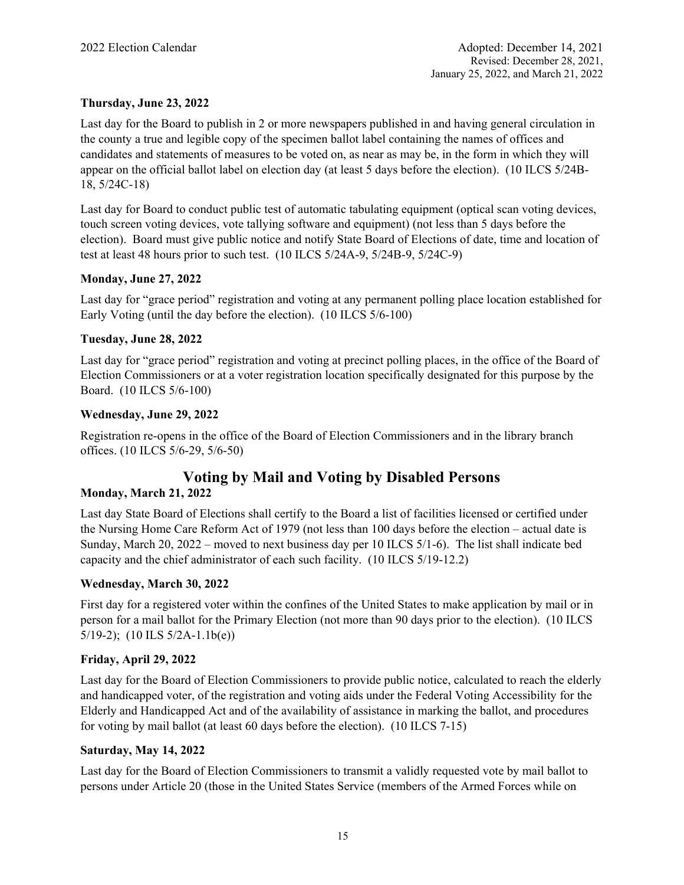**Thursday, June 23, 2022**

Last day for the Board to publish in 2 or more newspapers published in and having general circulation in the county a true and legible copy of the specimen ballot label containing the names of offices and candidates and statements of measures to be voted on, as near as may be, in the form in which they will appear on the official ballot label on election day (at least 5 days before the election). (10 ILCS 5/24B-18, 5/24C-18)

Last day for Board to conduct public test of automatic tabulating equipment (optical scan voting devices, touch screen voting devices, vote tallying software and equipment) (not less than 5 days before the election). Board must give public notice and notify State Board of Elections of date, time and location of test at least 48 hours prior to such test. (10 ILCS 5/24A-9, 5/24B-9, 5/24C-9)

**Monday, June 27, 2022**

Last day for "grace period" registration and voting at any permanent polling place location established for Early Voting (until the day before the election). (10 ILCS 5/6-100)

**Tuesday, June 28, 2022**

Last day for "grace period" registration and voting at precinct polling places, in the office of the Board of Election Commissioners or at a voter registration location specifically designated for this purpose by the Board. (10 ILCS 5/6-100)

**Wednesday, June 29, 2022**

Registration re-opens in the office of the Board of Election Commissioners and in the library branch offices. (10 ILCS 5/6-29, 5/6-50)

## Voting by Mail and Voting by Disabled Persons

**Monday, March 21, 2022**

Last day State Board of Elections shall certify to the Board a list of facilities licensed or certified under the Nursing Home Care Reform Act of 1979 (not less than 100 days before the election – actual date is Sunday, March 20, 2022 – moved to next business day per 10 ILCS 5/1-6). The list shall indicate bed capacity and the chief administrator of each such facility. (10 ILCS 5/19-12.2)

**Wednesday, March 30, 2022**

First day for a registered voter within the confines of the United States to make application by mail or in person for a mail ballot for the Primary Election (not more than 90 days prior to the election). (10 ILCS 5/19-2); (10 ILS 5/2A-1.1b(e))

**Friday, April 29, 2022**

Last day for the Board of Election Commissioners to provide public notice, calculated to reach the elderly and handicapped voter, of the registration and voting aids under the Federal Voting Accessibility for the Elderly and Handicapped Act and of the availability of assistance in marking the ballot, and procedures for voting by mail ballot (at least 60 days before the election). (10 ILCS 7-15)

**Saturday, May 14, 2022**

Last day for the Board of Election Commissioners to transmit a validly requested vote by mail ballot to persons under Article 20 (those in the United States Service (members of the Armed Forces while on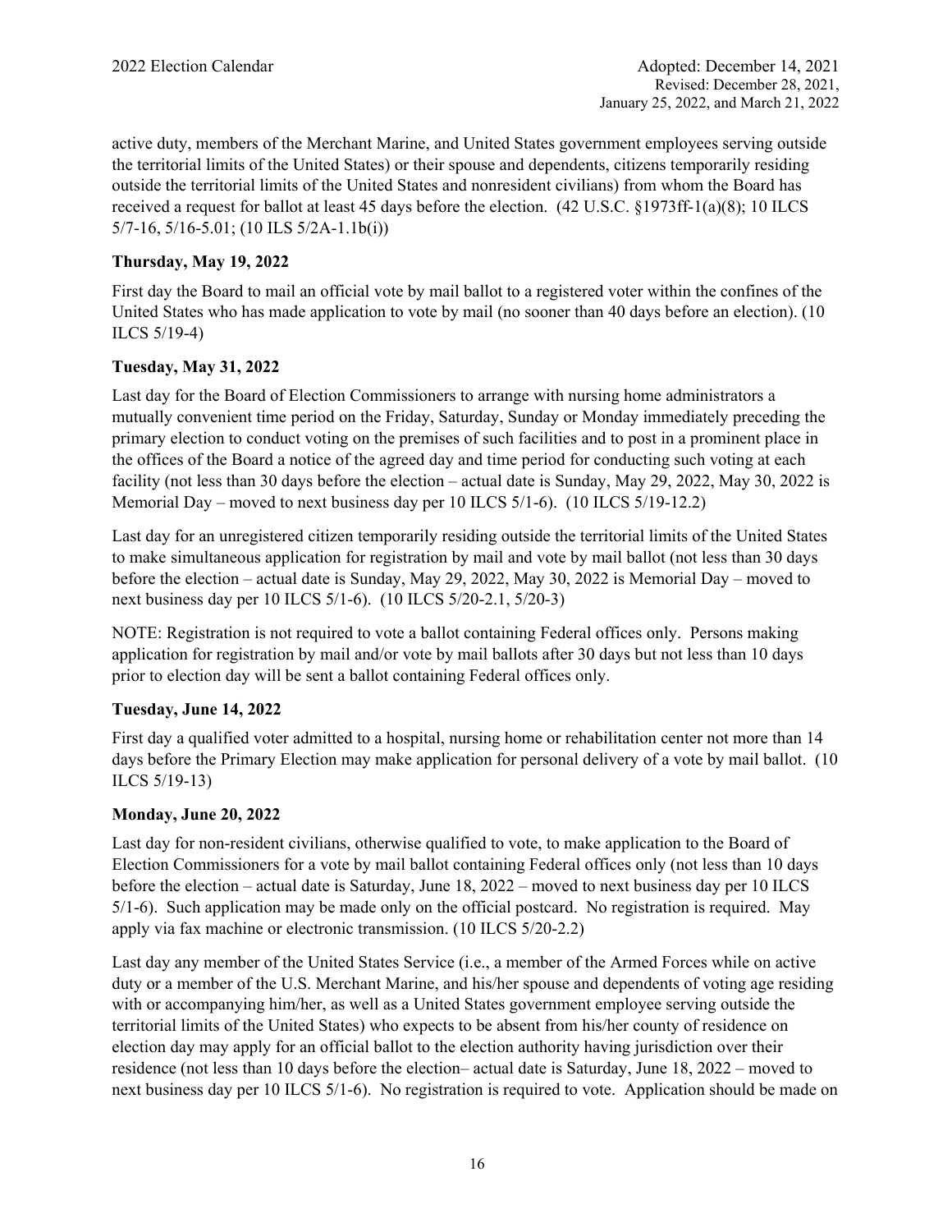active duty, members of the Merchant Marine, and United States government employees serving outside the territorial limits of the United States) or their spouse and dependents, citizens temporarily residing outside the territorial limits of the United States and nonresident civilians) from whom the Board has received a request for ballot at least 45 days before the election. (42 U.S.C. §1973ff-1(a)(8); 10 ILCS 5/7-16, 5/16-5.01; (10 ILS 5/2A-1.1b(i))

**Thursday, May 19, 2022**

First day the Board to mail an official vote by mail ballot to a registered voter within the confines of the United States who has made application to vote by mail (no sooner than 40 days before an election). (10 ILCS 5/19-4)

**Tuesday, May 31, 2022**

Last day for the Board of Election Commissioners to arrange with nursing home administrators a mutually convenient time period on the Friday, Saturday, Sunday or Monday immediately preceding the primary election to conduct voting on the premises of such facilities and to post in a prominent place in the offices of the Board a notice of the agreed day and time period for conducting such voting at each facility (not less than 30 days before the election – actual date is Sunday, May 29, 2022, May 30, 2022 is Memorial Day – moved to next business day per 10 ILCS 5/1-6). (10 ILCS 5/19-12.2)

Last day for an unregistered citizen temporarily residing outside the territorial limits of the United States to make simultaneous application for registration by mail and vote by mail ballot (not less than 30 days before the election – actual date is Sunday, May 29, 2022, May 30, 2022 is Memorial Day – moved to next business day per 10 ILCS 5/1-6). (10 ILCS 5/20-2.1, 5/20-3)

NOTE: Registration is not required to vote a ballot containing Federal offices only. Persons making application for registration by mail and/or vote by mail ballots after 30 days but not less than 10 days prior to election day will be sent a ballot containing Federal offices only.

**Tuesday, June 14, 2022**

First day a qualified voter admitted to a hospital, nursing home or rehabilitation center not more than 14 days before the Primary Election may make application for personal delivery of a vote by mail ballot. (10 ILCS 5/19-13)

**Monday, June 20, 2022**

Last day for non-resident civilians, otherwise qualified to vote, to make application to the Board of Election Commissioners for a vote by mail ballot containing Federal offices only (not less than 10 days before the election – actual date is Saturday, June 18, 2022 – moved to next business day per 10 ILCS 5/1-6). Such application may be made only on the official postcard. No registration is required. May apply via fax machine or electronic transmission. (10 ILCS 5/20-2.2)

Last day any member of the United States Service (i.e., a member of the Armed Forces while on active duty or a member of the U.S. Merchant Marine, and his/her spouse and dependents of voting age residing with or accompanying him/her, as well as a United States government employee serving outside the territorial limits of the United States) who expects to be absent from his/her county of residence on election day may apply for an official ballot to the election authority having jurisdiction over their residence (not less than 10 days before the election– actual date is Saturday, June 18, 2022 – moved to next business day per 10 ILCS 5/1-6). No registration is required to vote. Application should be made on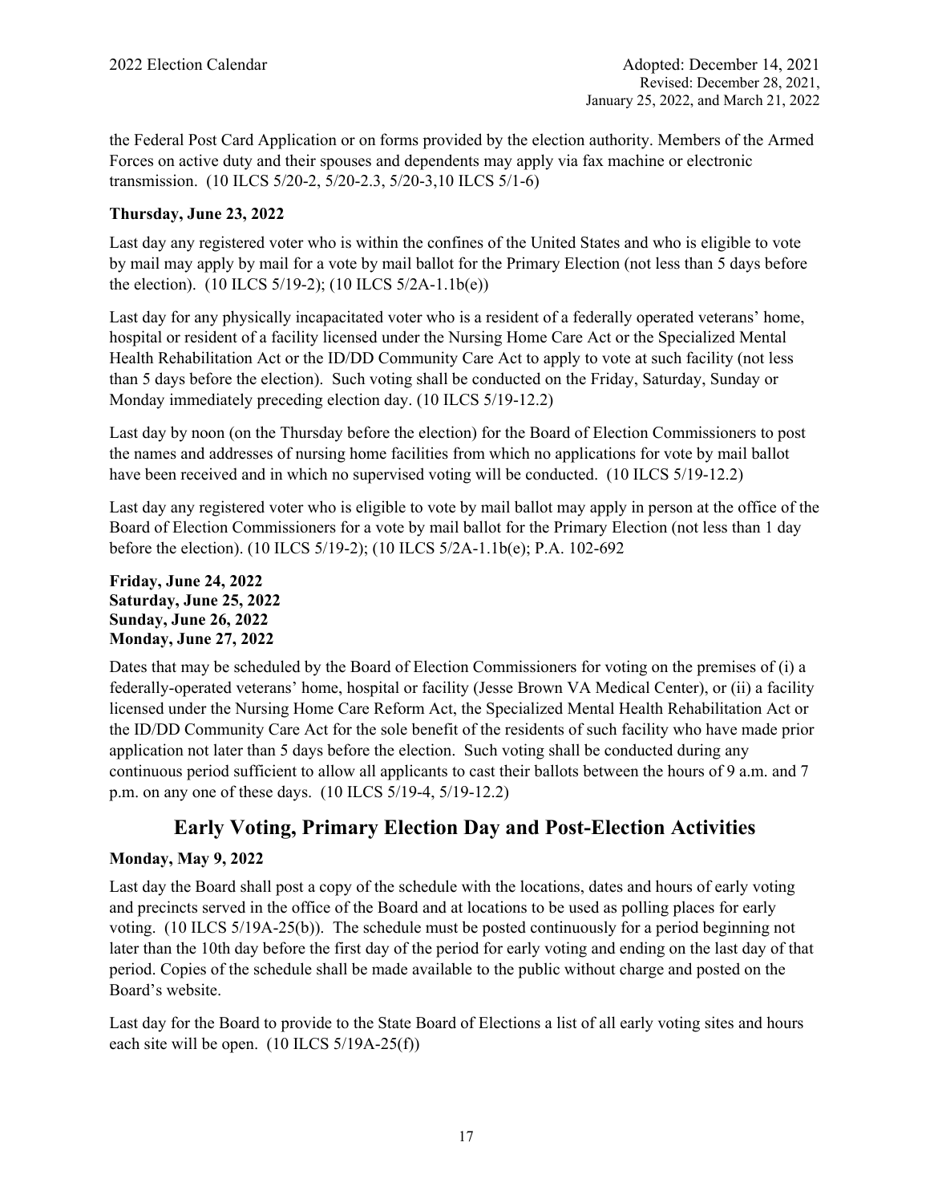the Federal Post Card Application or on forms provided by the election authority. Members of the Armed Forces on active duty and their spouses and dependents may apply via fax machine or electronic transmission. (10 ILCS 5/20-2, 5/20-2.3, 5/20-3,10 ILCS 5/1-6)

**Thursday, June 23, 2022**

Last day any registered voter who is within the confines of the United States and who is eligible to vote by mail may apply by mail for a vote by mail ballot for the Primary Election (not less than 5 days before the election). (10 ILCS 5/19-2); (10 ILCS 5/2A-1.1b(e))

Last day for any physically incapacitated voter who is a resident of a federally operated veterans' home, hospital or resident of a facility licensed under the Nursing Home Care Act or the Specialized Mental Health Rehabilitation Act or the ID/DD Community Care Act to apply to vote at such facility (not less than 5 days before the election). Such voting shall be conducted on the Friday, Saturday, Sunday or Monday immediately preceding election day. (10 ILCS 5/19-12.2)

Last day by noon (on the Thursday before the election) for the Board of Election Commissioners to post the names and addresses of nursing home facilities from which no applications for vote by mail ballot have been received and in which no supervised voting will be conducted. (10 ILCS 5/19-12.2)

Last day any registered voter who is eligible to vote by mail ballot may apply in person at the office of the Board of Election Commissioners for a vote by mail ballot for the Primary Election (not less than 1 day before the election). (10 ILCS 5/19-2); (10 ILCS 5/2A-1.1b(e); P.A. 102-692

**Friday, June 24, 2022**
**Saturday, June 25, 2022**
**Sunday, June 26, 2022**
**Monday, June 27, 2022**

Dates that may be scheduled by the Board of Election Commissioners for voting on the premises of (i) a federally-operated veterans' home, hospital or facility (Jesse Brown VA Medical Center), or (ii) a facility licensed under the Nursing Home Care Reform Act, the Specialized Mental Health Rehabilitation Act or the ID/DD Community Care Act for the sole benefit of the residents of such facility who have made prior application not later than 5 days before the election. Such voting shall be conducted during any continuous period sufficient to allow all applicants to cast their ballots between the hours of 9 a.m. and 7 p.m. on any one of these days. (10 ILCS 5/19-4, 5/19-12.2)

## Early Voting, Primary Election Day and Post-Election Activities

**Monday, May 9, 2022**

Last day the Board shall post a copy of the schedule with the locations, dates and hours of early voting and precincts served in the office of the Board and at locations to be used as polling places for early voting. (10 ILCS 5/19A-25(b)). The schedule must be posted continuously for a period beginning not later than the 10th day before the first day of the period for early voting and ending on the last day of that period. Copies of the schedule shall be made available to the public without charge and posted on the Board's website.

Last day for the Board to provide to the State Board of Elections a list of all early voting sites and hours each site will be open. (10 ILCS 5/19A-25(f))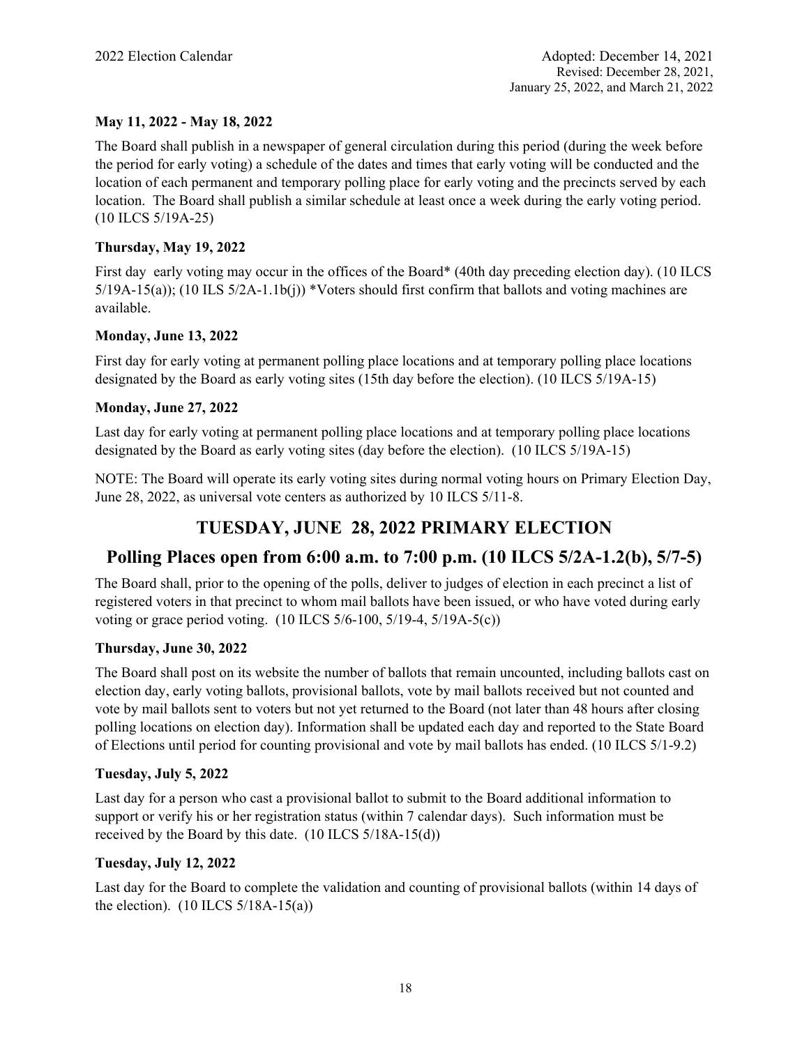**May 11, 2022 - May 18, 2022**

The Board shall publish in a newspaper of general circulation during this period (during the week before the period for early voting) a schedule of the dates and times that early voting will be conducted and the location of each permanent and temporary polling place for early voting and the precincts served by each location. The Board shall publish a similar schedule at least once a week during the early voting period. (10 ILCS 5/19A-25)

**Thursday, May 19, 2022**

First day early voting may occur in the offices of the Board* (40th day preceding election day). (10 ILCS 5/19A-15(a)); (10 ILS 5/2A-1.1b(j)) *Voters should first confirm that ballots and voting machines are available.

**Monday, June 13, 2022**

First day for early voting at permanent polling place locations and at temporary polling place locations designated by the Board as early voting sites (15th day before the election). (10 ILCS 5/19A-15)

**Monday, June 27, 2022**

Last day for early voting at permanent polling place locations and at temporary polling place locations designated by the Board as early voting sites (day before the election). (10 ILCS 5/19A-15)

NOTE: The Board will operate its early voting sites during normal voting hours on Primary Election Day, June 28, 2022, as universal vote centers as authorized by 10 ILCS 5/11-8.

## TUESDAY, JUNE 28, 2022 PRIMARY ELECTION

## Polling Places open from 6:00 a.m. to 7:00 p.m. (10 ILCS 5/2A-1.2(b), 5/7-5)

The Board shall, prior to the opening of the polls, deliver to judges of election in each precinct a list of registered voters in that precinct to whom mail ballots have been issued, or who have voted during early voting or grace period voting. (10 ILCS 5/6-100, 5/19-4, 5/19A-5(c))

**Thursday, June 30, 2022**

The Board shall post on its website the number of ballots that remain uncounted, including ballots cast on election day, early voting ballots, provisional ballots, vote by mail ballots received but not counted and vote by mail ballots sent to voters but not yet returned to the Board (not later than 48 hours after closing polling locations on election day). Information shall be updated each day and reported to the State Board of Elections until period for counting provisional and vote by mail ballots has ended. (10 ILCS 5/1-9.2)

**Tuesday, July 5, 2022**

Last day for a person who cast a provisional ballot to submit to the Board additional information to support or verify his or her registration status (within 7 calendar days). Such information must be received by the Board by this date. (10 ILCS 5/18A-15(d))

**Tuesday, July 12, 2022**

Last day for the Board to complete the validation and counting of provisional ballots (within 14 days of the election). (10 ILCS 5/18A-15(a))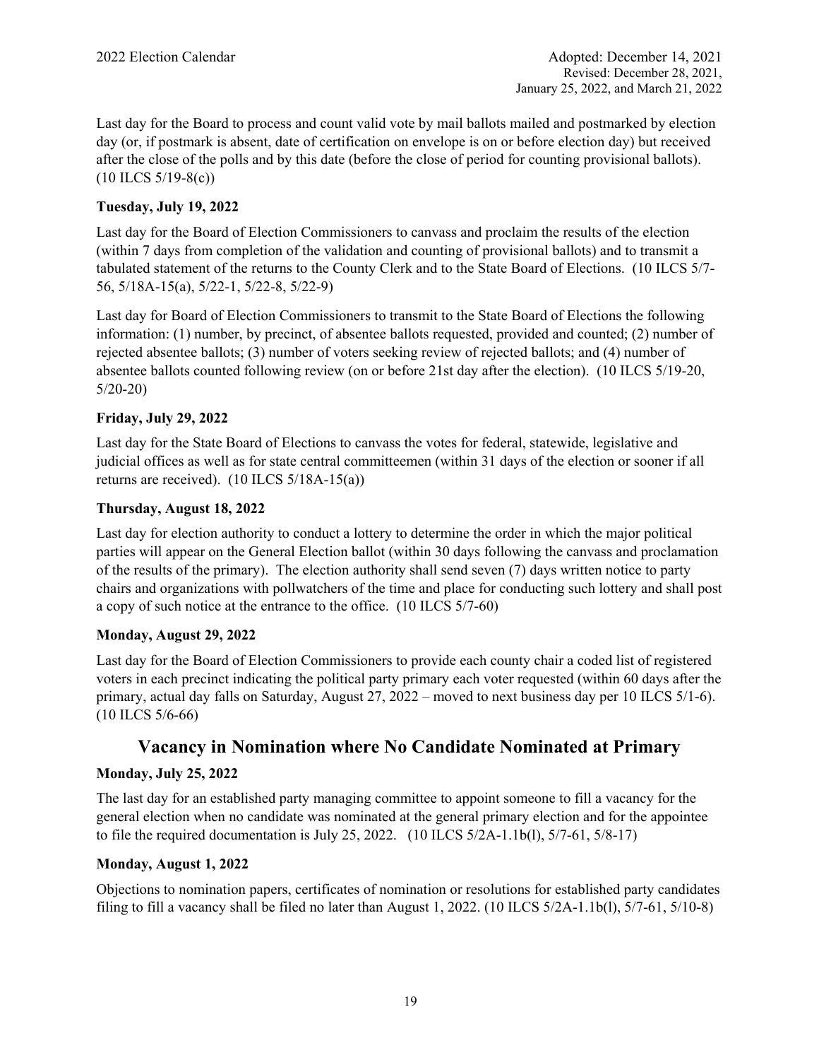Last day for the Board to process and count valid vote by mail ballots mailed and postmarked by election day (or, if postmark is absent, date of certification on envelope is on or before election day) but received after the close of the polls and by this date (before the close of period for counting provisional ballots). (10 ILCS 5/19-8(c))

**Tuesday, July 19, 2022**

Last day for the Board of Election Commissioners to canvass and proclaim the results of the election (within 7 days from completion of the validation and counting of provisional ballots) and to transmit a tabulated statement of the returns to the County Clerk and to the State Board of Elections. (10 ILCS 5/7-56, 5/18A-15(a), 5/22-1, 5/22-8, 5/22-9)

Last day for Board of Election Commissioners to transmit to the State Board of Elections the following information: (1) number, by precinct, of absentee ballots requested, provided and counted; (2) number of rejected absentee ballots; (3) number of voters seeking review of rejected ballots; and (4) number of absentee ballots counted following review (on or before 21st day after the election). (10 ILCS 5/19-20, 5/20-20)

**Friday, July 29, 2022**

Last day for the State Board of Elections to canvass the votes for federal, statewide, legislative and judicial offices as well as for state central committeemen (within 31 days of the election or sooner if all returns are received). (10 ILCS 5/18A-15(a))

**Thursday, August 18, 2022**

Last day for election authority to conduct a lottery to determine the order in which the major political parties will appear on the General Election ballot (within 30 days following the canvass and proclamation of the results of the primary). The election authority shall send seven (7) days written notice to party chairs and organizations with pollwatchers of the time and place for conducting such lottery and shall post a copy of such notice at the entrance to the office. (10 ILCS 5/7-60)

**Monday, August 29, 2022**

Last day for the Board of Election Commissioners to provide each county chair a coded list of registered voters in each precinct indicating the political party primary each voter requested (within 60 days after the primary, actual day falls on Saturday, August 27, 2022 – moved to next business day per 10 ILCS 5/1-6). (10 ILCS 5/6-66)

## Vacancy in Nomination where No Candidate Nominated at Primary

**Monday, July 25, 2022**

The last day for an established party managing committee to appoint someone to fill a vacancy for the general election when no candidate was nominated at the general primary election and for the appointee to file the required documentation is July 25, 2022. (10 ILCS 5/2A-1.1b(l), 5/7-61, 5/8-17)

**Monday, August 1, 2022**

Objections to nomination papers, certificates of nomination or resolutions for established party candidates filing to fill a vacancy shall be filed no later than August 1, 2022. (10 ILCS 5/2A-1.1b(l), 5/7-61, 5/10-8)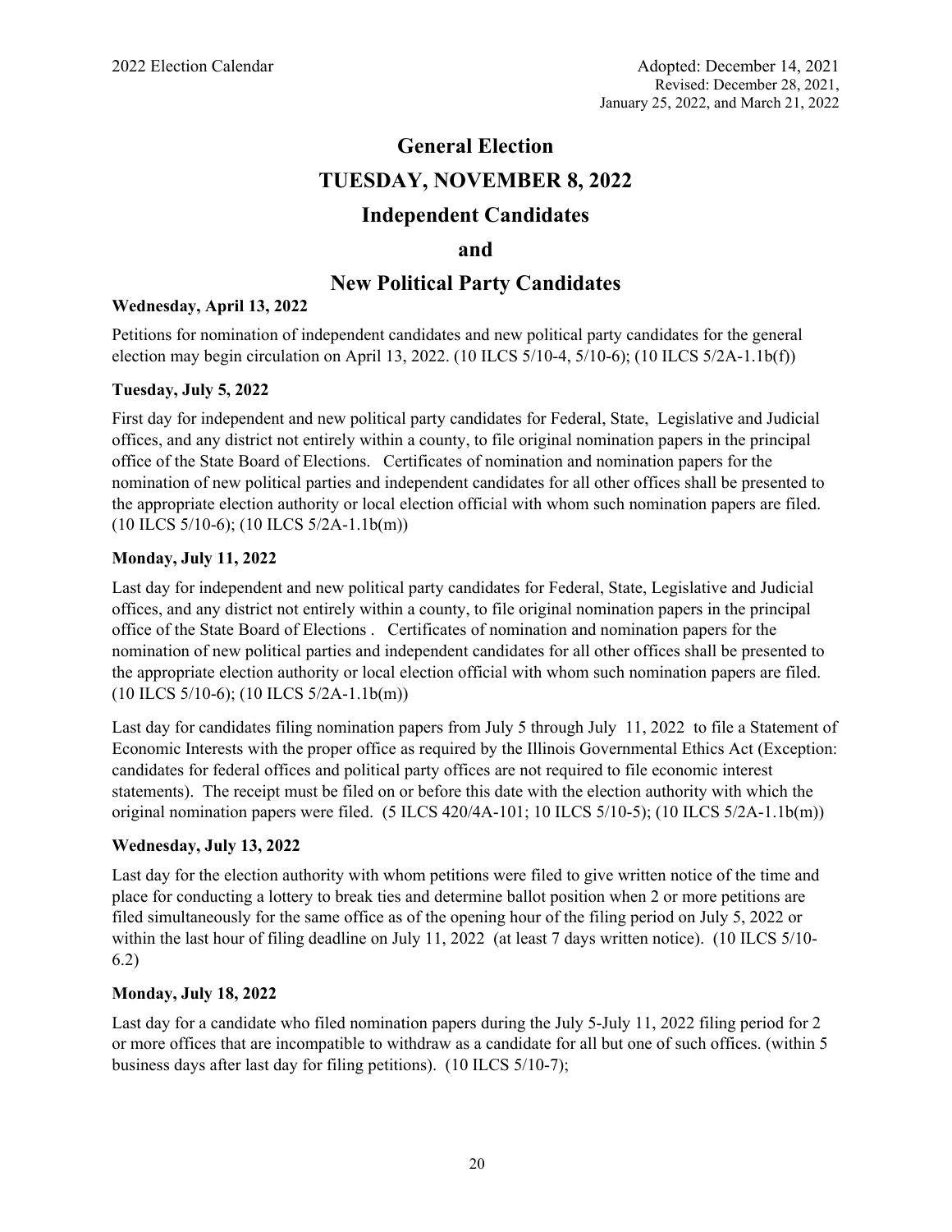# General Election

# TUESDAY, NOVEMBER 8, 2022

# Independent Candidates

# and

# New Political Party Candidates

**Wednesday, April 13, 2022**

Petitions for nomination of independent candidates and new political party candidates for the general election may begin circulation on April 13, 2022. (10 ILCS 5/10-4, 5/10-6); (10 ILCS 5/2A-1.1b(f))

**Tuesday, July 5, 2022**

First day for independent and new political party candidates for Federal, State, Legislative and Judicial offices, and any district not entirely within a county, to file original nomination papers in the principal office of the State Board of Elections. Certificates of nomination and nomination papers for the nomination of new political parties and independent candidates for all other offices shall be presented to the appropriate election authority or local election official with whom such nomination papers are filed. (10 ILCS 5/10-6); (10 ILCS 5/2A-1.1b(m))

**Monday, July 11, 2022**

Last day for independent and new political party candidates for Federal, State, Legislative and Judicial offices, and any district not entirely within a county, to file original nomination papers in the principal office of the State Board of Elections . Certificates of nomination and nomination papers for the nomination of new political parties and independent candidates for all other offices shall be presented to the appropriate election authority or local election official with whom such nomination papers are filed. (10 ILCS 5/10-6); (10 ILCS 5/2A-1.1b(m))

Last day for candidates filing nomination papers from July 5 through July 11, 2022 to file a Statement of Economic Interests with the proper office as required by the Illinois Governmental Ethics Act (Exception: candidates for federal offices and political party offices are not required to file economic interest statements). The receipt must be filed on or before this date with the election authority with which the original nomination papers were filed. (5 ILCS 420/4A-101; 10 ILCS 5/10-5); (10 ILCS 5/2A-1.1b(m))

**Wednesday, July 13, 2022**

Last day for the election authority with whom petitions were filed to give written notice of the time and place for conducting a lottery to break ties and determine ballot position when 2 or more petitions are filed simultaneously for the same office as of the opening hour of the filing period on July 5, 2022 or within the last hour of filing deadline on July 11, 2022 (at least 7 days written notice). (10 ILCS 5/10-6.2)

**Monday, July 18, 2022**

Last day for a candidate who filed nomination papers during the July 5-July 11, 2022 filing period for 2 or more offices that are incompatible to withdraw as a candidate for all but one of such offices. (within 5 business days after last day for filing petitions). (10 ILCS 5/10-7);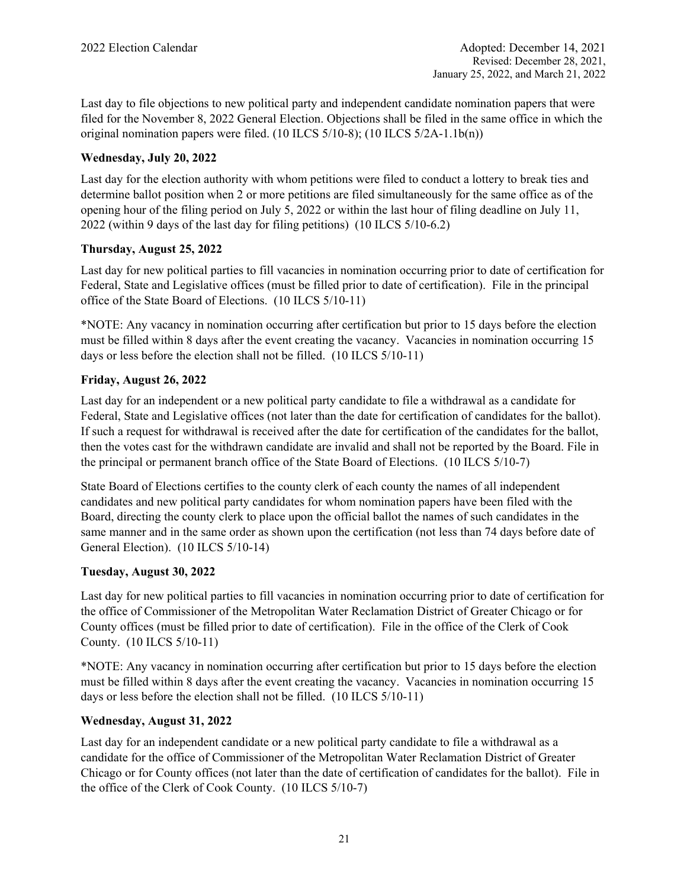Last day to file objections to new political party and independent candidate nomination papers that were filed for the November 8, 2022 General Election. Objections shall be filed in the same office in which the original nomination papers were filed. (10 ILCS 5/10-8); (10 ILCS 5/2A-1.1b(n))

**Wednesday, July 20, 2022**

Last day for the election authority with whom petitions were filed to conduct a lottery to break ties and determine ballot position when 2 or more petitions are filed simultaneously for the same office as of the opening hour of the filing period on July 5, 2022 or within the last hour of filing deadline on July 11, 2022 (within 9 days of the last day for filing petitions) (10 ILCS 5/10-6.2)

**Thursday, August 25, 2022**

Last day for new political parties to fill vacancies in nomination occurring prior to date of certification for Federal, State and Legislative offices (must be filled prior to date of certification). File in the principal office of the State Board of Elections. (10 ILCS 5/10-11)

*NOTE: Any vacancy in nomination occurring after certification but prior to 15 days before the election must be filled within 8 days after the event creating the vacancy. Vacancies in nomination occurring 15 days or less before the election shall not be filled. (10 ILCS 5/10-11)

**Friday, August 26, 2022**

Last day for an independent or a new political party candidate to file a withdrawal as a candidate for Federal, State and Legislative offices (not later than the date for certification of candidates for the ballot). If such a request for withdrawal is received after the date for certification of the candidates for the ballot, then the votes cast for the withdrawn candidate are invalid and shall not be reported by the Board. File in the principal or permanent branch office of the State Board of Elections. (10 ILCS 5/10-7)

State Board of Elections certifies to the county clerk of each county the names of all independent candidates and new political party candidates for whom nomination papers have been filed with the Board, directing the county clerk to place upon the official ballot the names of such candidates in the same manner and in the same order as shown upon the certification (not less than 74 days before date of General Election). (10 ILCS 5/10-14)

**Tuesday, August 30, 2022**

Last day for new political parties to fill vacancies in nomination occurring prior to date of certification for the office of Commissioner of the Metropolitan Water Reclamation District of Greater Chicago or for County offices (must be filled prior to date of certification). File in the office of the Clerk of Cook County. (10 ILCS 5/10-11)

*NOTE: Any vacancy in nomination occurring after certification but prior to 15 days before the election must be filled within 8 days after the event creating the vacancy. Vacancies in nomination occurring 15 days or less before the election shall not be filled. (10 ILCS 5/10-11)

**Wednesday, August 31, 2022**

Last day for an independent candidate or a new political party candidate to file a withdrawal as a candidate for the office of Commissioner of the Metropolitan Water Reclamation District of Greater Chicago or for County offices (not later than the date of certification of candidates for the ballot). File in the office of the Clerk of Cook County. (10 ILCS 5/10-7)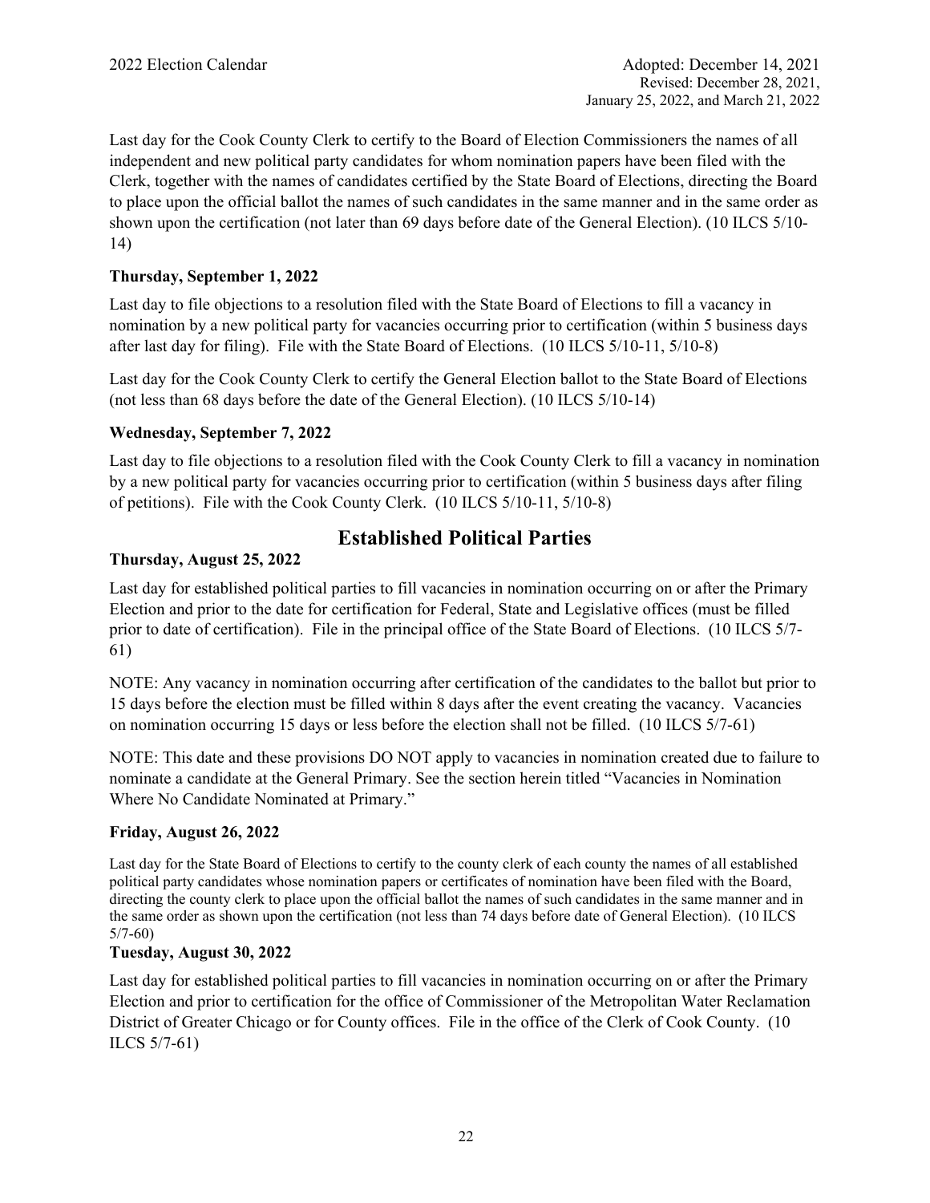Last day for the Cook County Clerk to certify to the Board of Election Commissioners the names of all independent and new political party candidates for whom nomination papers have been filed with the Clerk, together with the names of candidates certified by the State Board of Elections, directing the Board to place upon the official ballot the names of such candidates in the same manner and in the same order as shown upon the certification (not later than 69 days before date of the General Election). (10 ILCS 5/10-14)

### Thursday, September 1, 2022

Last day to file objections to a resolution filed with the State Board of Elections to fill a vacancy in nomination by a new political party for vacancies occurring prior to certification (within 5 business days after last day for filing). File with the State Board of Elections. (10 ILCS 5/10-11, 5/10-8)

Last day for the Cook County Clerk to certify the General Election ballot to the State Board of Elections (not less than 68 days before the date of the General Election). (10 ILCS 5/10-14)

### Wednesday, September 7, 2022

Last day to file objections to a resolution filed with the Cook County Clerk to fill a vacancy in nomination by a new political party for vacancies occurring prior to certification (within 5 business days after filing of petitions). File with the Cook County Clerk. (10 ILCS 5/10-11, 5/10-8)

## Established Political Parties

### Thursday, August 25, 2022

Last day for established political parties to fill vacancies in nomination occurring on or after the Primary Election and prior to the date for certification for Federal, State and Legislative offices (must be filled prior to date of certification). File in the principal office of the State Board of Elections. (10 ILCS 5/7-61)

NOTE: Any vacancy in nomination occurring after certification of the candidates to the ballot but prior to 15 days before the election must be filled within 8 days after the event creating the vacancy. Vacancies on nomination occurring 15 days or less before the election shall not be filled. (10 ILCS 5/7-61)

NOTE: This date and these provisions DO NOT apply to vacancies in nomination created due to failure to nominate a candidate at the General Primary. See the section herein titled "Vacancies in Nomination Where No Candidate Nominated at Primary."

### Friday, August 26, 2022

Last day for the State Board of Elections to certify to the county clerk of each county the names of all established political party candidates whose nomination papers or certificates of nomination have been filed with the Board, directing the county clerk to place upon the official ballot the names of such candidates in the same manner and in the same order as shown upon the certification (not less than 74 days before date of General Election). (10 ILCS 5/7-60)

### Tuesday, August 30, 2022

Last day for established political parties to fill vacancies in nomination occurring on or after the Primary Election and prior to certification for the office of Commissioner of the Metropolitan Water Reclamation District of Greater Chicago or for County offices. File in the office of the Clerk of Cook County. (10 ILCS 5/7-61)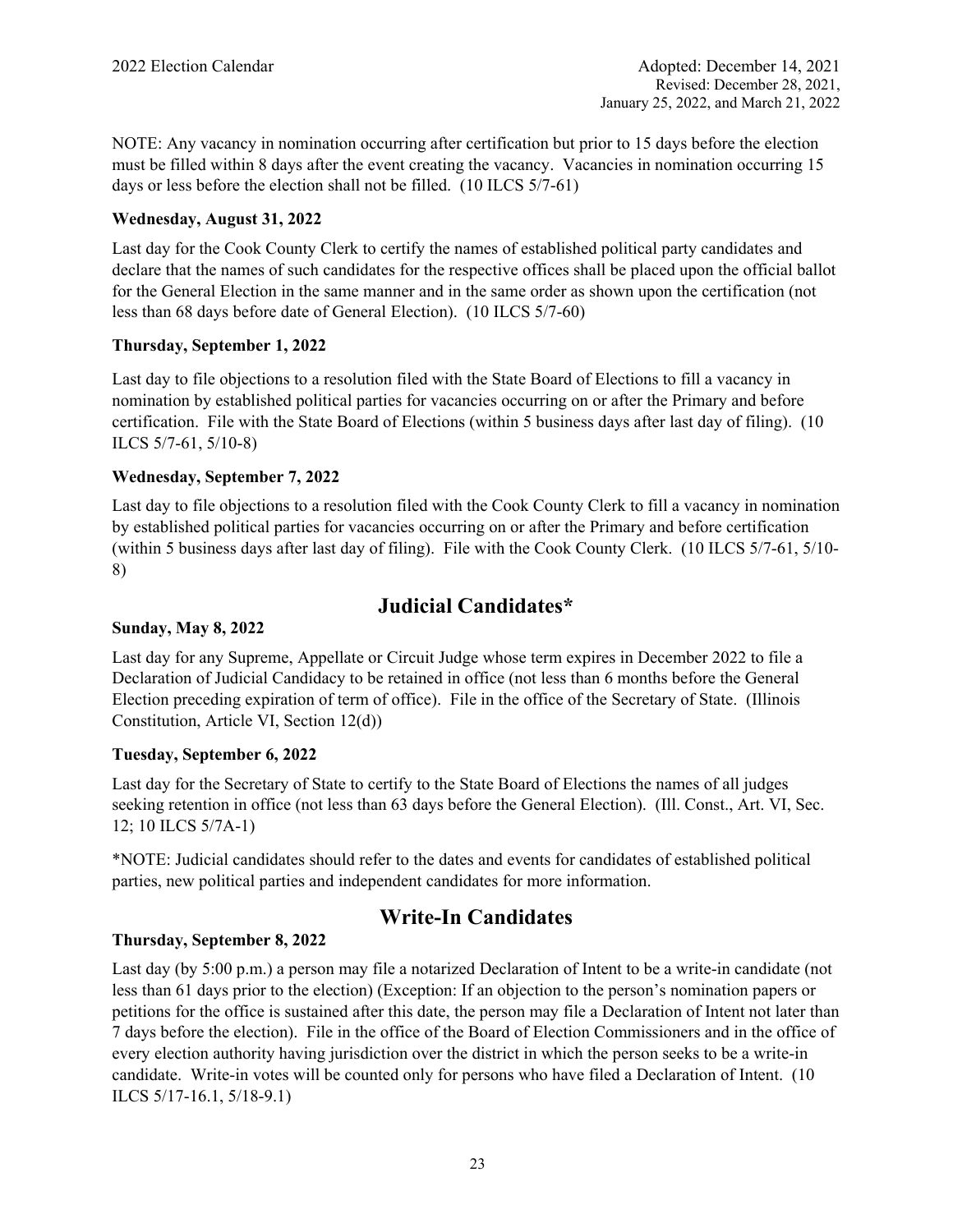NOTE: Any vacancy in nomination occurring after certification but prior to 15 days before the election must be filled within 8 days after the event creating the vacancy. Vacancies in nomination occurring 15 days or less before the election shall not be filled. (10 ILCS 5/7-61)

**Wednesday, August 31, 2022**

Last day for the Cook County Clerk to certify the names of established political party candidates and declare that the names of such candidates for the respective offices shall be placed upon the official ballot for the General Election in the same manner and in the same order as shown upon the certification (not less than 68 days before date of General Election). (10 ILCS 5/7-60)

**Thursday, September 1, 2022**

Last day to file objections to a resolution filed with the State Board of Elections to fill a vacancy in nomination by established political parties for vacancies occurring on or after the Primary and before certification. File with the State Board of Elections (within 5 business days after last day of filing). (10 ILCS 5/7-61, 5/10-8)

**Wednesday, September 7, 2022**

Last day to file objections to a resolution filed with the Cook County Clerk to fill a vacancy in nomination by established political parties for vacancies occurring on or after the Primary and before certification (within 5 business days after last day of filing). File with the Cook County Clerk. (10 ILCS 5/7-61, 5/10-8)

## Judicial Candidates*

**Sunday, May 8, 2022**

Last day for any Supreme, Appellate or Circuit Judge whose term expires in December 2022 to file a Declaration of Judicial Candidacy to be retained in office (not less than 6 months before the General Election preceding expiration of term of office). File in the office of the Secretary of State. (Illinois Constitution, Article VI, Section 12(d))

**Tuesday, September 6, 2022**

Last day for the Secretary of State to certify to the State Board of Elections the names of all judges seeking retention in office (not less than 63 days before the General Election). (Ill. Const., Art. VI, Sec. 12; 10 ILCS 5/7A-1)

*NOTE: Judicial candidates should refer to the dates and events for candidates of established political parties, new political parties and independent candidates for more information.

## Write-In Candidates

**Thursday, September 8, 2022**

Last day (by 5:00 p.m.) a person may file a notarized Declaration of Intent to be a write-in candidate (not less than 61 days prior to the election) (Exception: If an objection to the person's nomination papers or petitions for the office is sustained after this date, the person may file a Declaration of Intent not later than 7 days before the election). File in the office of the Board of Election Commissioners and in the office of every election authority having jurisdiction over the district in which the person seeks to be a write-in candidate. Write-in votes will be counted only for persons who have filed a Declaration of Intent. (10 ILCS 5/17-16.1, 5/18-9.1)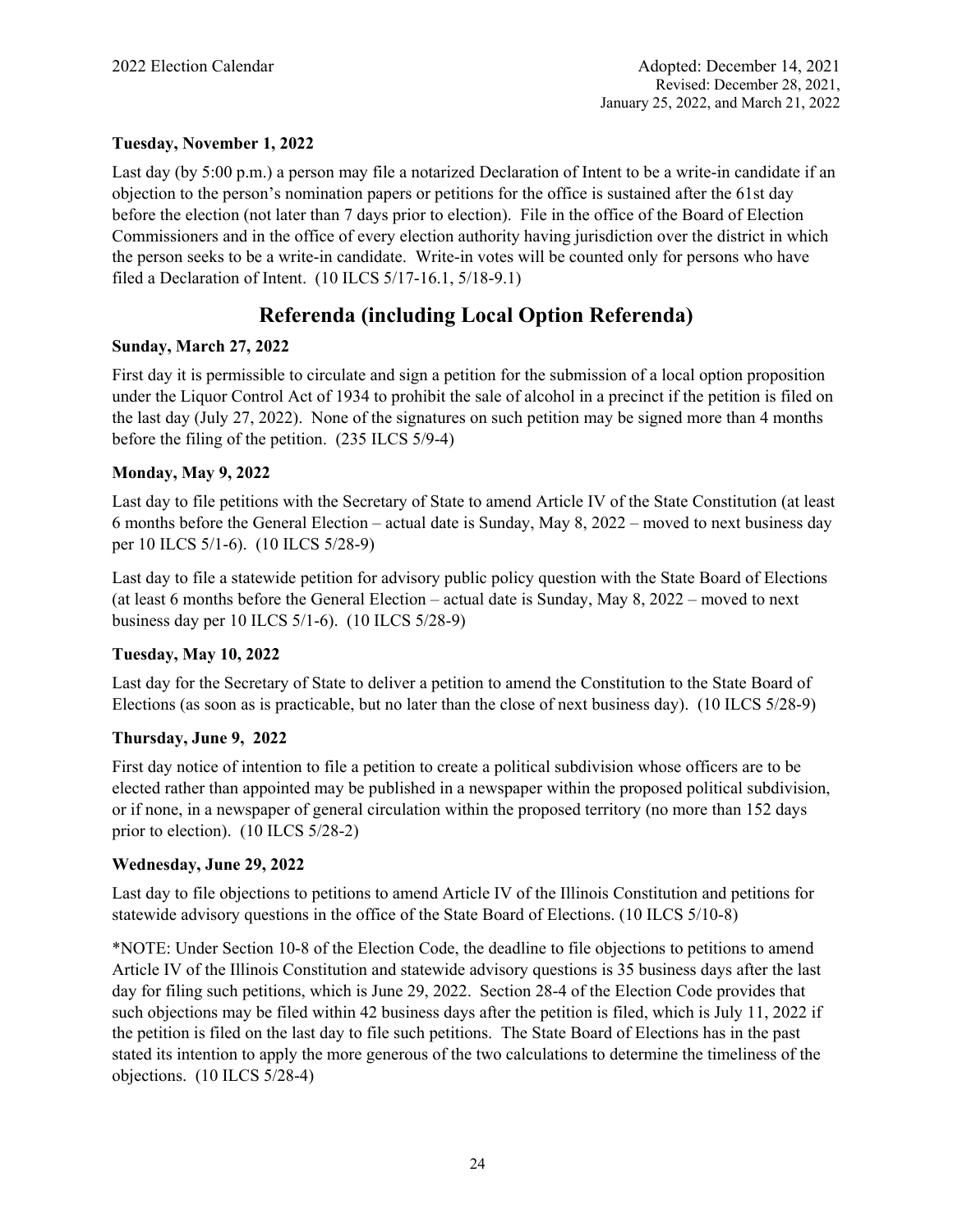**Tuesday, November 1, 2022**

Last day (by 5:00 p.m.) a person may file a notarized Declaration of Intent to be a write-in candidate if an objection to the person's nomination papers or petitions for the office is sustained after the 61st day before the election (not later than 7 days prior to election). File in the office of the Board of Election Commissioners and in the office of every election authority having jurisdiction over the district in which the person seeks to be a write-in candidate. Write-in votes will be counted only for persons who have filed a Declaration of Intent. (10 ILCS 5/17-16.1, 5/18-9.1)

## Referenda (including Local Option Referenda)

**Sunday, March 27, 2022**

First day it is permissible to circulate and sign a petition for the submission of a local option proposition under the Liquor Control Act of 1934 to prohibit the sale of alcohol in a precinct if the petition is filed on the last day (July 27, 2022). None of the signatures on such petition may be signed more than 4 months before the filing of the petition. (235 ILCS 5/9-4)

**Monday, May 9, 2022**

Last day to file petitions with the Secretary of State to amend Article IV of the State Constitution (at least 6 months before the General Election – actual date is Sunday, May 8, 2022 – moved to next business day per 10 ILCS 5/1-6). (10 ILCS 5/28-9)

Last day to file a statewide petition for advisory public policy question with the State Board of Elections (at least 6 months before the General Election – actual date is Sunday, May 8, 2022 – moved to next business day per 10 ILCS 5/1-6). (10 ILCS 5/28-9)

**Tuesday, May 10, 2022**

Last day for the Secretary of State to deliver a petition to amend the Constitution to the State Board of Elections (as soon as is practicable, but no later than the close of next business day). (10 ILCS 5/28-9)

**Thursday, June 9, 2022**

First day notice of intention to file a petition to create a political subdivision whose officers are to be elected rather than appointed may be published in a newspaper within the proposed political subdivision, or if none, in a newspaper of general circulation within the proposed territory (no more than 152 days prior to election). (10 ILCS 5/28-2)

**Wednesday, June 29, 2022**

Last day to file objections to petitions to amend Article IV of the Illinois Constitution and petitions for statewide advisory questions in the office of the State Board of Elections. (10 ILCS 5/10-8)

*NOTE: Under Section 10-8 of the Election Code, the deadline to file objections to petitions to amend Article IV of the Illinois Constitution and statewide advisory questions is 35 business days after the last day for filing such petitions, which is June 29, 2022. Section 28-4 of the Election Code provides that such objections may be filed within 42 business days after the petition is filed, which is July 11, 2022 if the petition is filed on the last day to file such petitions. The State Board of Elections has in the past stated its intention to apply the more generous of the two calculations to determine the timeliness of the objections. (10 ILCS 5/28-4)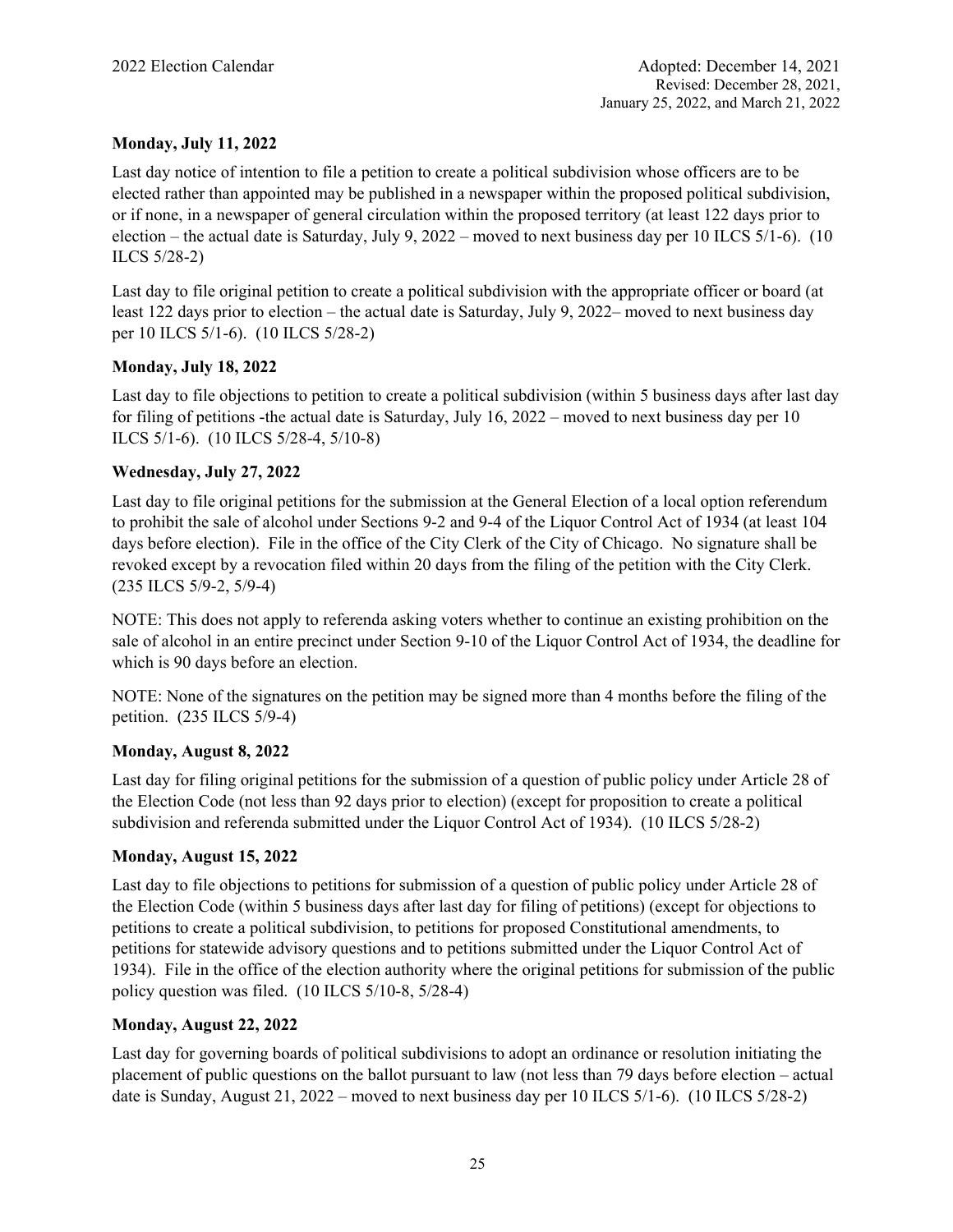**Monday, July 11, 2022**

Last day notice of intention to file a petition to create a political subdivision whose officers are to be elected rather than appointed may be published in a newspaper within the proposed political subdivision, or if none, in a newspaper of general circulation within the proposed territory (at least 122 days prior to election – the actual date is Saturday, July 9, 2022 – moved to next business day per 10 ILCS 5/1-6). (10 ILCS 5/28-2)

Last day to file original petition to create a political subdivision with the appropriate officer or board (at least 122 days prior to election – the actual date is Saturday, July 9, 2022– moved to next business day per 10 ILCS 5/1-6). (10 ILCS 5/28-2)

**Monday, July 18, 2022**

Last day to file objections to petition to create a political subdivision (within 5 business days after last day for filing of petitions -the actual date is Saturday, July 16, 2022 – moved to next business day per 10 ILCS 5/1-6). (10 ILCS 5/28-4, 5/10-8)

**Wednesday, July 27, 2022**

Last day to file original petitions for the submission at the General Election of a local option referendum to prohibit the sale of alcohol under Sections 9-2 and 9-4 of the Liquor Control Act of 1934 (at least 104 days before election). File in the office of the City Clerk of the City of Chicago. No signature shall be revoked except by a revocation filed within 20 days from the filing of the petition with the City Clerk. (235 ILCS 5/9-2, 5/9-4)

NOTE: This does not apply to referenda asking voters whether to continue an existing prohibition on the sale of alcohol in an entire precinct under Section 9-10 of the Liquor Control Act of 1934, the deadline for which is 90 days before an election.

NOTE: None of the signatures on the petition may be signed more than 4 months before the filing of the petition. (235 ILCS 5/9-4)

**Monday, August 8, 2022**

Last day for filing original petitions for the submission of a question of public policy under Article 28 of the Election Code (not less than 92 days prior to election) (except for proposition to create a political subdivision and referenda submitted under the Liquor Control Act of 1934). (10 ILCS 5/28-2)

**Monday, August 15, 2022**

Last day to file objections to petitions for submission of a question of public policy under Article 28 of the Election Code (within 5 business days after last day for filing of petitions) (except for objections to petitions to create a political subdivision, to petitions for proposed Constitutional amendments, to petitions for statewide advisory questions and to petitions submitted under the Liquor Control Act of 1934). File in the office of the election authority where the original petitions for submission of the public policy question was filed. (10 ILCS 5/10-8, 5/28-4)

**Monday, August 22, 2022**

Last day for governing boards of political subdivisions to adopt an ordinance or resolution initiating the placement of public questions on the ballot pursuant to law (not less than 79 days before election – actual date is Sunday, August 21, 2022 – moved to next business day per 10 ILCS 5/1-6). (10 ILCS 5/28-2)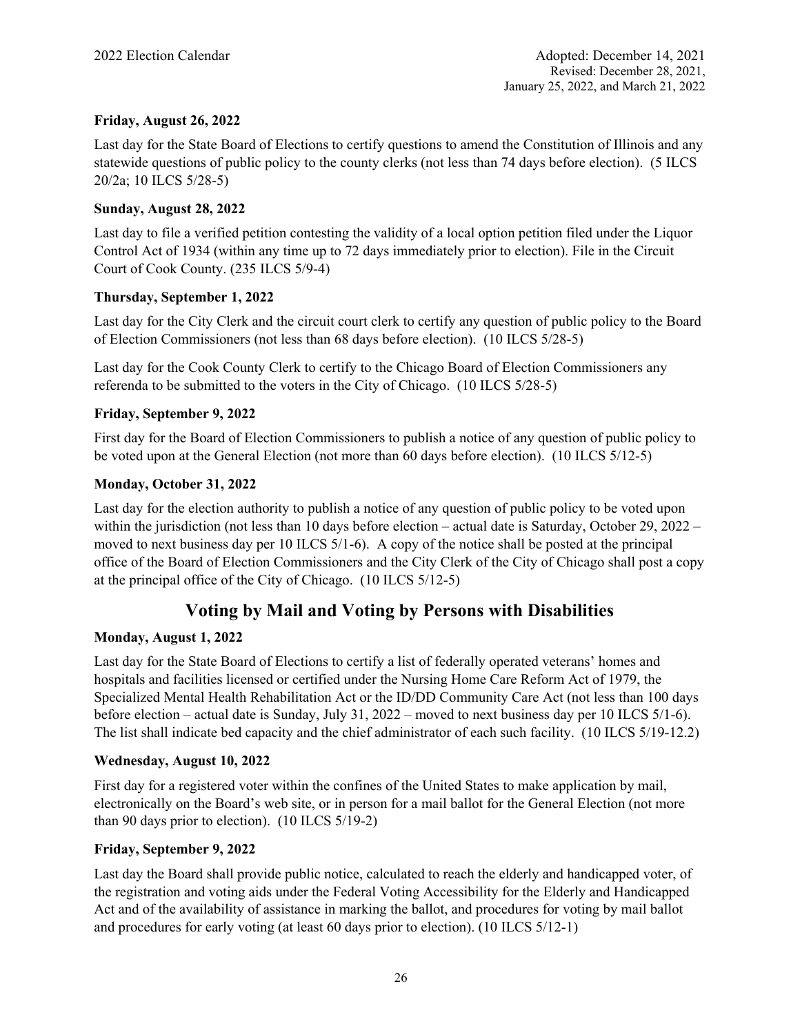**Friday, August 26, 2022**

Last day for the State Board of Elections to certify questions to amend the Constitution of Illinois and any statewide questions of public policy to the county clerks (not less than 74 days before election). (5 ILCS 20/2a; 10 ILCS 5/28-5)

**Sunday, August 28, 2022**

Last day to file a verified petition contesting the validity of a local option petition filed under the Liquor Control Act of 1934 (within any time up to 72 days immediately prior to election). File in the Circuit Court of Cook County. (235 ILCS 5/9-4)

**Thursday, September 1, 2022**

Last day for the City Clerk and the circuit court clerk to certify any question of public policy to the Board of Election Commissioners (not less than 68 days before election). (10 ILCS 5/28-5)

Last day for the Cook County Clerk to certify to the Chicago Board of Election Commissioners any referenda to be submitted to the voters in the City of Chicago. (10 ILCS 5/28-5)

**Friday, September 9, 2022**

First day for the Board of Election Commissioners to publish a notice of any question of public policy to be voted upon at the General Election (not more than 60 days before election). (10 ILCS 5/12-5)

**Monday, October 31, 2022**

Last day for the election authority to publish a notice of any question of public policy to be voted upon within the jurisdiction (not less than 10 days before election – actual date is Saturday, October 29, 2022 – moved to next business day per 10 ILCS 5/1-6). A copy of the notice shall be posted at the principal office of the Board of Election Commissioners and the City Clerk of the City of Chicago shall post a copy at the principal office of the City of Chicago. (10 ILCS 5/12-5)

## Voting by Mail and Voting by Persons with Disabilities

**Monday, August 1, 2022**

Last day for the State Board of Elections to certify a list of federally operated veterans' homes and hospitals and facilities licensed or certified under the Nursing Home Care Reform Act of 1979, the Specialized Mental Health Rehabilitation Act or the ID/DD Community Care Act (not less than 100 days before election – actual date is Sunday, July 31, 2022 – moved to next business day per 10 ILCS 5/1-6). The list shall indicate bed capacity and the chief administrator of each such facility. (10 ILCS 5/19-12.2)

**Wednesday, August 10, 2022**

First day for a registered voter within the confines of the United States to make application by mail, electronically on the Board's web site, or in person for a mail ballot for the General Election (not more than 90 days prior to election). (10 ILCS 5/19-2)

**Friday, September 9, 2022**

Last day the Board shall provide public notice, calculated to reach the elderly and handicapped voter, of the registration and voting aids under the Federal Voting Accessibility for the Elderly and Handicapped Act and of the availability of assistance in marking the ballot, and procedures for voting by mail ballot and procedures for early voting (at least 60 days prior to election). (10 ILCS 5/12-1)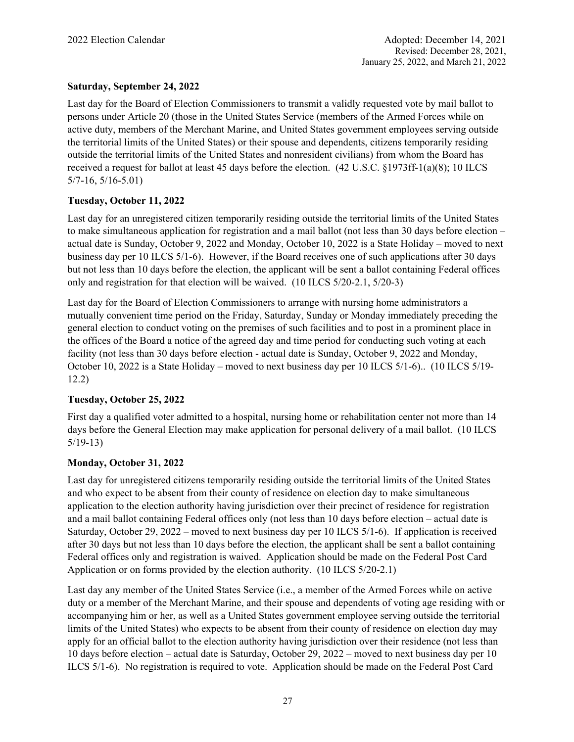**Saturday, September 24, 2022**

Last day for the Board of Election Commissioners to transmit a validly requested vote by mail ballot to persons under Article 20 (those in the United States Service (members of the Armed Forces while on active duty, members of the Merchant Marine, and United States government employees serving outside the territorial limits of the United States) or their spouse and dependents, citizens temporarily residing outside the territorial limits of the United States and nonresident civilians) from whom the Board has received a request for ballot at least 45 days before the election. (42 U.S.C. §1973ff-1(a)(8); 10 ILCS 5/7-16, 5/16-5.01)

**Tuesday, October 11, 2022**

Last day for an unregistered citizen temporarily residing outside the territorial limits of the United States to make simultaneous application for registration and a mail ballot (not less than 30 days before election – actual date is Sunday, October 9, 2022 and Monday, October 10, 2022 is a State Holiday – moved to next business day per 10 ILCS 5/1-6). However, if the Board receives one of such applications after 30 days but not less than 10 days before the election, the applicant will be sent a ballot containing Federal offices only and registration for that election will be waived. (10 ILCS 5/20-2.1, 5/20-3)

Last day for the Board of Election Commissioners to arrange with nursing home administrators a mutually convenient time period on the Friday, Saturday, Sunday or Monday immediately preceding the general election to conduct voting on the premises of such facilities and to post in a prominent place in the offices of the Board a notice of the agreed day and time period for conducting such voting at each facility (not less than 30 days before election - actual date is Sunday, October 9, 2022 and Monday, October 10, 2022 is a State Holiday – moved to next business day per 10 ILCS 5/1-6).. (10 ILCS 5/19-12.2)

**Tuesday, October 25, 2022**

First day a qualified voter admitted to a hospital, nursing home or rehabilitation center not more than 14 days before the General Election may make application for personal delivery of a mail ballot. (10 ILCS 5/19-13)

**Monday, October 31, 2022**

Last day for unregistered citizens temporarily residing outside the territorial limits of the United States and who expect to be absent from their county of residence on election day to make simultaneous application to the election authority having jurisdiction over their precinct of residence for registration and a mail ballot containing Federal offices only (not less than 10 days before election – actual date is Saturday, October 29, 2022 – moved to next business day per 10 ILCS 5/1-6). If application is received after 30 days but not less than 10 days before the election, the applicant shall be sent a ballot containing Federal offices only and registration is waived. Application should be made on the Federal Post Card Application or on forms provided by the election authority. (10 ILCS 5/20-2.1)

Last day any member of the United States Service (i.e., a member of the Armed Forces while on active duty or a member of the Merchant Marine, and their spouse and dependents of voting age residing with or accompanying him or her, as well as a United States government employee serving outside the territorial limits of the United States) who expects to be absent from their county of residence on election day may apply for an official ballot to the election authority having jurisdiction over their residence (not less than 10 days before election – actual date is Saturday, October 29, 2022 – moved to next business day per 10 ILCS 5/1-6). No registration is required to vote. Application should be made on the Federal Post Card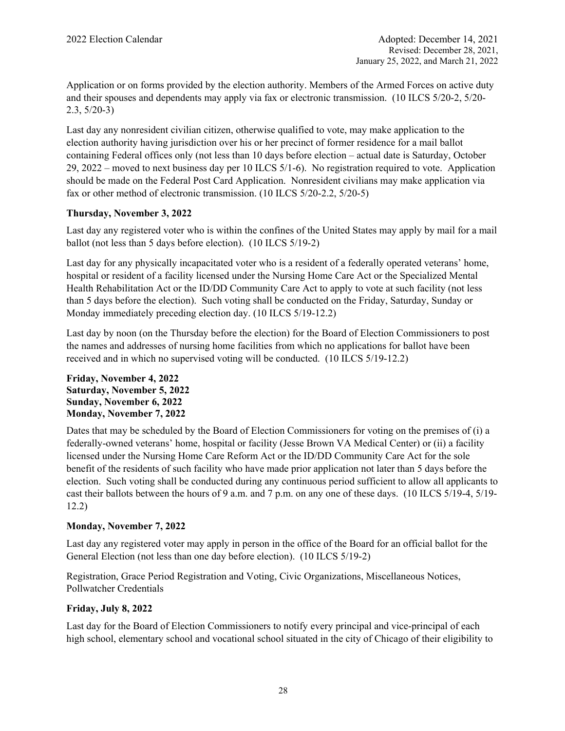Application or on forms provided by the election authority. Members of the Armed Forces on active duty and their spouses and dependents may apply via fax or electronic transmission. (10 ILCS 5/20-2, 5/20-2.3, 5/20-3)

Last day any nonresident civilian citizen, otherwise qualified to vote, may make application to the election authority having jurisdiction over his or her precinct of former residence for a mail ballot containing Federal offices only (not less than 10 days before election – actual date is Saturday, October 29, 2022 – moved to next business day per 10 ILCS 5/1-6). No registration required to vote. Application should be made on the Federal Post Card Application. Nonresident civilians may make application via fax or other method of electronic transmission. (10 ILCS 5/20-2.2, 5/20-5)

**Thursday, November 3, 2022**

Last day any registered voter who is within the confines of the United States may apply by mail for a mail ballot (not less than 5 days before election). (10 ILCS 5/19-2)

Last day for any physically incapacitated voter who is a resident of a federally operated veterans' home, hospital or resident of a facility licensed under the Nursing Home Care Act or the Specialized Mental Health Rehabilitation Act or the ID/DD Community Care Act to apply to vote at such facility (not less than 5 days before the election). Such voting shall be conducted on the Friday, Saturday, Sunday or Monday immediately preceding election day. (10 ILCS 5/19-12.2)

Last day by noon (on the Thursday before the election) for the Board of Election Commissioners to post the names and addresses of nursing home facilities from which no applications for ballot have been received and in which no supervised voting will be conducted. (10 ILCS 5/19-12.2)

**Friday, November 4, 2022**
**Saturday, November 5, 2022**
**Sunday, November 6, 2022**
**Monday, November 7, 2022**

Dates that may be scheduled by the Board of Election Commissioners for voting on the premises of (i) a federally-owned veterans' home, hospital or facility (Jesse Brown VA Medical Center) or (ii) a facility licensed under the Nursing Home Care Reform Act or the ID/DD Community Care Act for the sole benefit of the residents of such facility who have made prior application not later than 5 days before the election. Such voting shall be conducted during any continuous period sufficient to allow all applicants to cast their ballots between the hours of 9 a.m. and 7 p.m. on any one of these days. (10 ILCS 5/19-4, 5/19-12.2)

**Monday, November 7, 2022**

Last day any registered voter may apply in person in the office of the Board for an official ballot for the General Election (not less than one day before election). (10 ILCS 5/19-2)

Registration, Grace Period Registration and Voting, Civic Organizations, Miscellaneous Notices, Pollwatcher Credentials

**Friday, July 8, 2022**

Last day for the Board of Election Commissioners to notify every principal and vice-principal of each high school, elementary school and vocational school situated in the city of Chicago of their eligibility to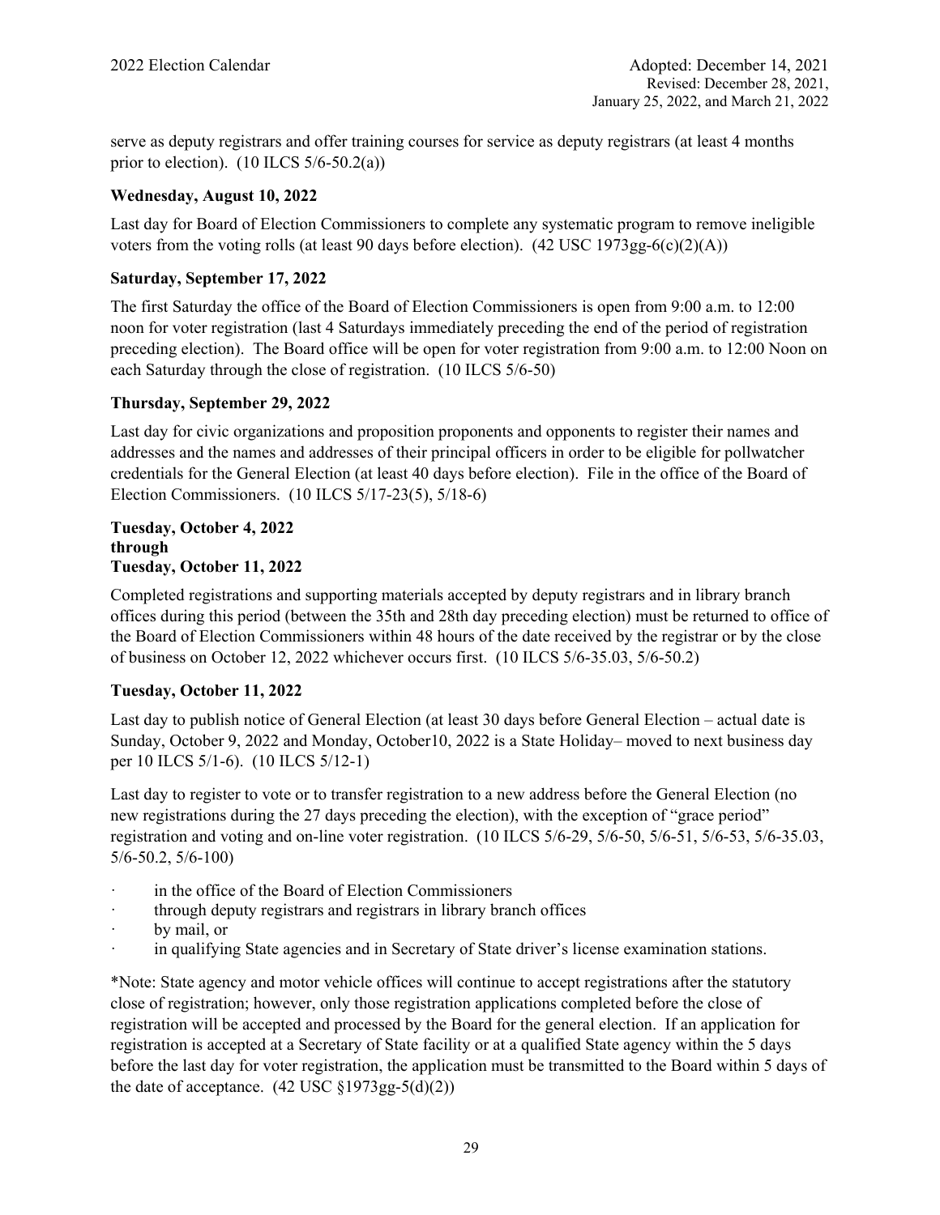serve as deputy registrars and offer training courses for service as deputy registrars (at least 4 months prior to election). (10 ILCS 5/6-50.2(a))

**Wednesday, August 10, 2022**

Last day for Board of Election Commissioners to complete any systematic program to remove ineligible voters from the voting rolls (at least 90 days before election). (42 USC 1973gg-6(c)(2)(A))

**Saturday, September 17, 2022**

The first Saturday the office of the Board of Election Commissioners is open from 9:00 a.m. to 12:00 noon for voter registration (last 4 Saturdays immediately preceding the end of the period of registration preceding election). The Board office will be open for voter registration from 9:00 a.m. to 12:00 Noon on each Saturday through the close of registration. (10 ILCS 5/6-50)

**Thursday, September 29, 2022**

Last day for civic organizations and proposition proponents and opponents to register their names and addresses and the names and addresses of their principal officers in order to be eligible for pollwatcher credentials for the General Election (at least 40 days before election). File in the office of the Board of Election Commissioners. (10 ILCS 5/17-23(5), 5/18-6)

**Tuesday, October 4, 2022**
**through**
**Tuesday, October 11, 2022**

Completed registrations and supporting materials accepted by deputy registrars and in library branch offices during this period (between the 35th and 28th day preceding election) must be returned to office of the Board of Election Commissioners within 48 hours of the date received by the registrar or by the close of business on October 12, 2022 whichever occurs first. (10 ILCS 5/6-35.03, 5/6-50.2)

**Tuesday, October 11, 2022**

Last day to publish notice of General Election (at least 30 days before General Election – actual date is Sunday, October 9, 2022 and Monday, October10, 2022 is a State Holiday– moved to next business day per 10 ILCS 5/1-6). (10 ILCS 5/12-1)

Last day to register to vote or to transfer registration to a new address before the General Election (no new registrations during the 27 days preceding the election), with the exception of "grace period" registration and voting and on-line voter registration. (10 ILCS 5/6-29, 5/6-50, 5/6-51, 5/6-53, 5/6-35.03, 5/6-50.2, 5/6-100)

- in the office of the Board of Election Commissioners
- through deputy registrars and registrars in library branch offices
- by mail, or
- in qualifying State agencies and in Secretary of State driver's license examination stations.

*Note: State agency and motor vehicle offices will continue to accept registrations after the statutory close of registration; however, only those registration applications completed before the close of registration will be accepted and processed by the Board for the general election. If an application for registration is accepted at a Secretary of State facility or at a qualified State agency within the 5 days before the last day for voter registration, the application must be transmitted to the Board within 5 days of the date of acceptance. (42 USC §1973gg-5(d)(2))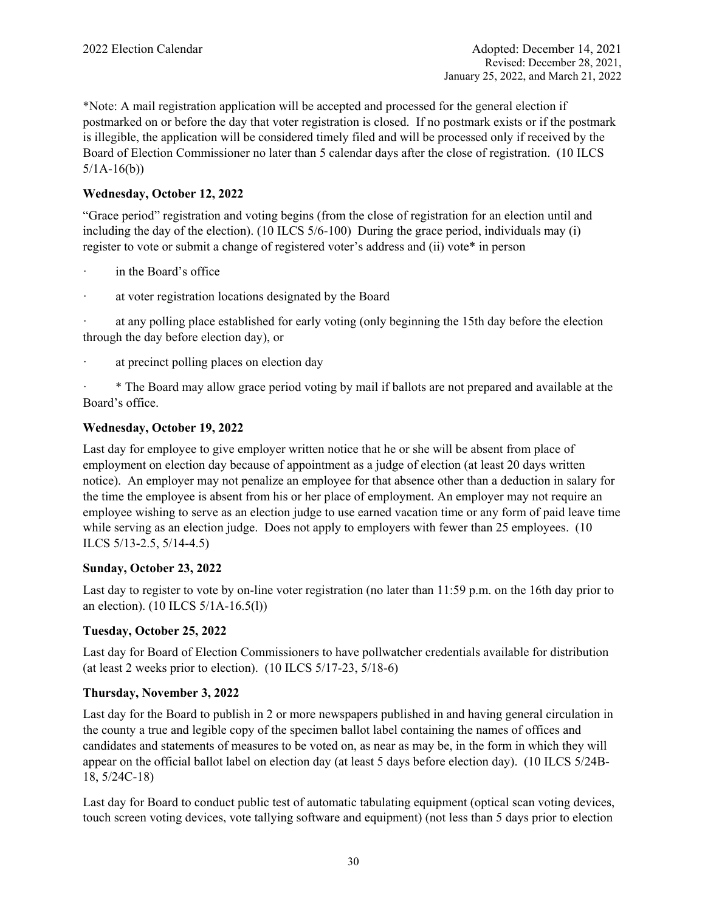*Note: A mail registration application will be accepted and processed for the general election if postmarked on or before the day that voter registration is closed. If no postmark exists or if the postmark is illegible, the application will be considered timely filed and will be processed only if received by the Board of Election Commissioner no later than 5 calendar days after the close of registration. (10 ILCS 5/1A-16(b))

**Wednesday, October 12, 2022**

"Grace period" registration and voting begins (from the close of registration for an election until and including the day of the election). (10 ILCS 5/6-100) During the grace period, individuals may (i) register to vote or submit a change of registered voter's address and (ii) vote* in person

- in the Board's office
- at voter registration locations designated by the Board
- at any polling place established for early voting (only beginning the 15th day before the election through the day before election day), or
- at precinct polling places on election day
- * The Board may allow grace period voting by mail if ballots are not prepared and available at the Board's office.

**Wednesday, October 19, 2022**

Last day for employee to give employer written notice that he or she will be absent from place of employment on election day because of appointment as a judge of election (at least 20 days written notice). An employer may not penalize an employee for that absence other than a deduction in salary for the time the employee is absent from his or her place of employment. An employer may not require an employee wishing to serve as an election judge to use earned vacation time or any form of paid leave time while serving as an election judge. Does not apply to employers with fewer than 25 employees. (10 ILCS 5/13-2.5, 5/14-4.5)

**Sunday, October 23, 2022**

Last day to register to vote by on-line voter registration (no later than 11:59 p.m. on the 16th day prior to an election). (10 ILCS 5/1A-16.5(l))

**Tuesday, October 25, 2022**

Last day for Board of Election Commissioners to have pollwatcher credentials available for distribution (at least 2 weeks prior to election). (10 ILCS 5/17-23, 5/18-6)

**Thursday, November 3, 2022**

Last day for the Board to publish in 2 or more newspapers published in and having general circulation in the county a true and legible copy of the specimen ballot label containing the names of offices and candidates and statements of measures to be voted on, as near as may be, in the form in which they will appear on the official ballot label on election day (at least 5 days before election day). (10 ILCS 5/24B-18, 5/24C-18)

Last day for Board to conduct public test of automatic tabulating equipment (optical scan voting devices, touch screen voting devices, vote tallying software and equipment) (not less than 5 days prior to election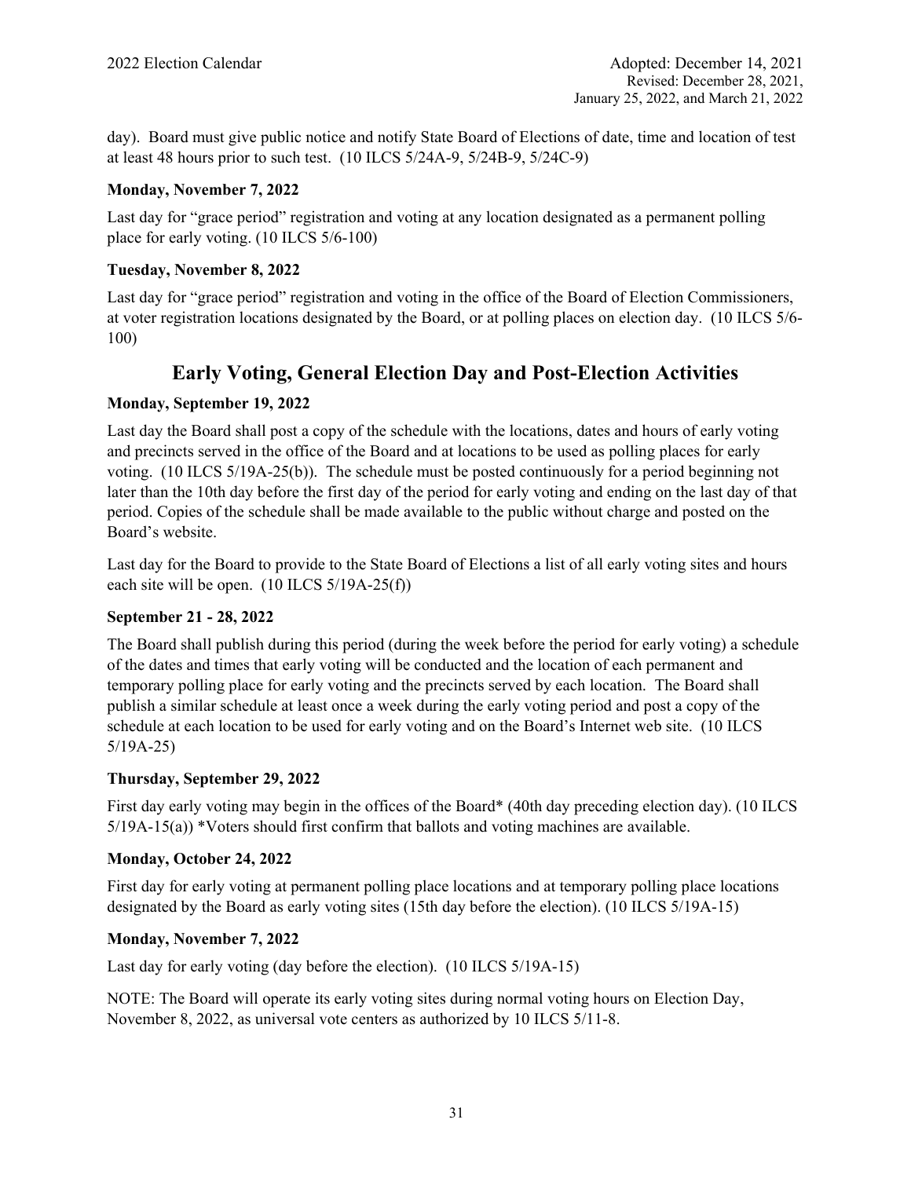day). Board must give public notice and notify State Board of Elections of date, time and location of test at least 48 hours prior to such test. (10 ILCS 5/24A-9, 5/24B-9, 5/24C-9)

**Monday, November 7, 2022**

Last day for "grace period" registration and voting at any location designated as a permanent polling place for early voting. (10 ILCS 5/6-100)

**Tuesday, November 8, 2022**

Last day for "grace period" registration and voting in the office of the Board of Election Commissioners, at voter registration locations designated by the Board, or at polling places on election day. (10 ILCS 5/6-100)

## Early Voting, General Election Day and Post-Election Activities

**Monday, September 19, 2022**

Last day the Board shall post a copy of the schedule with the locations, dates and hours of early voting and precincts served in the office of the Board and at locations to be used as polling places for early voting. (10 ILCS 5/19A-25(b)). The schedule must be posted continuously for a period beginning not later than the 10th day before the first day of the period for early voting and ending on the last day of that period. Copies of the schedule shall be made available to the public without charge and posted on the Board's website.

Last day for the Board to provide to the State Board of Elections a list of all early voting sites and hours each site will be open. (10 ILCS 5/19A-25(f))

**September 21 - 28, 2022**

The Board shall publish during this period (during the week before the period for early voting) a schedule of the dates and times that early voting will be conducted and the location of each permanent and temporary polling place for early voting and the precincts served by each location. The Board shall publish a similar schedule at least once a week during the early voting period and post a copy of the schedule at each location to be used for early voting and on the Board's Internet web site. (10 ILCS 5/19A-25)

**Thursday, September 29, 2022**

First day early voting may begin in the offices of the Board* (40th day preceding election day). (10 ILCS 5/19A-15(a)) *Voters should first confirm that ballots and voting machines are available.

**Monday, October 24, 2022**

First day for early voting at permanent polling place locations and at temporary polling place locations designated by the Board as early voting sites (15th day before the election). (10 ILCS 5/19A-15)

**Monday, November 7, 2022**

Last day for early voting (day before the election). (10 ILCS 5/19A-15)

NOTE: The Board will operate its early voting sites during normal voting hours on Election Day, November 8, 2022, as universal vote centers as authorized by 10 ILCS 5/11-8.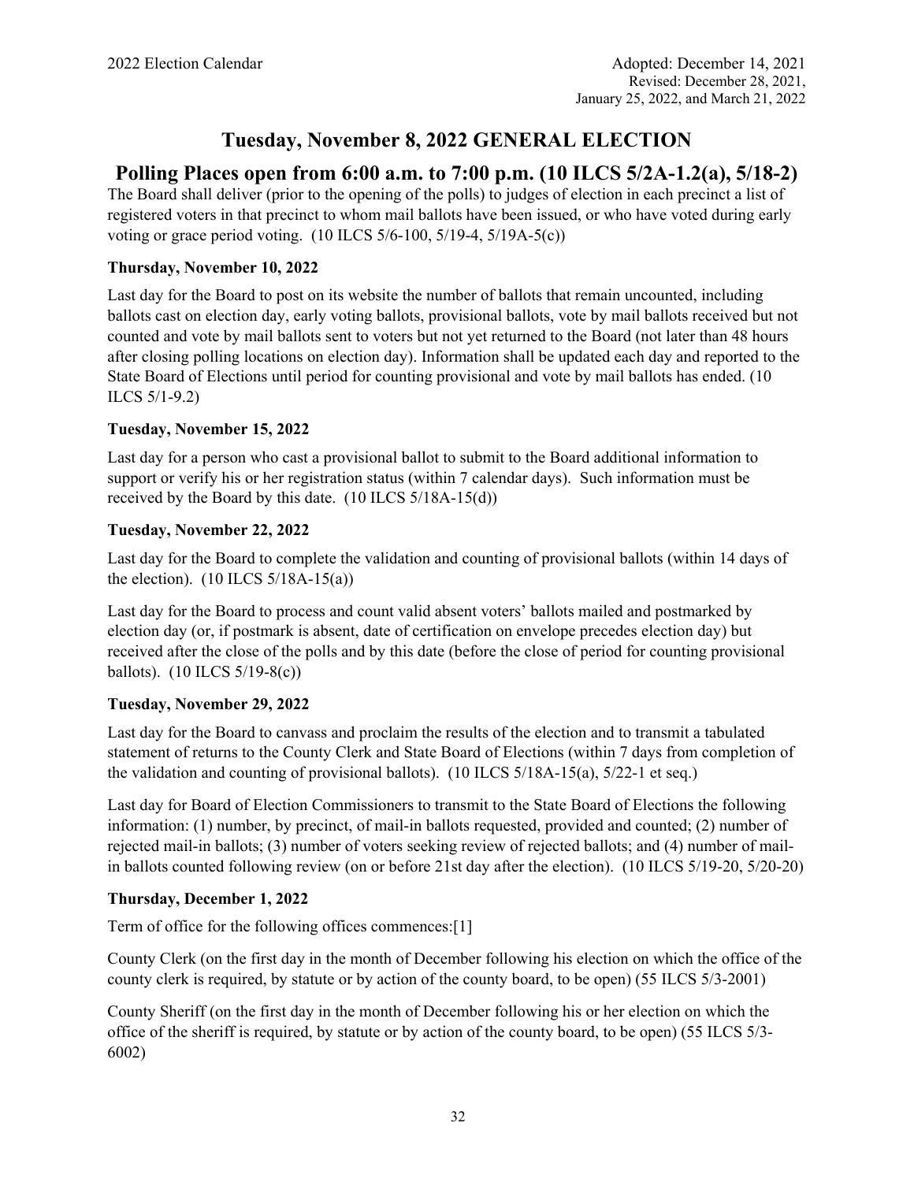# Tuesday, November 8, 2022 GENERAL ELECTION

## Polling Places open from 6:00 a.m. to 7:00 p.m. (10 ILCS 5/2A-1.2(a), 5/18-2)

The Board shall deliver (prior to the opening of the polls) to judges of election in each precinct a list of registered voters in that precinct to whom mail ballots have been issued, or who have voted during early voting or grace period voting. (10 ILCS 5/6-100, 5/19-4, 5/19A-5(c))

**Thursday, November 10, 2022**

Last day for the Board to post on its website the number of ballots that remain uncounted, including ballots cast on election day, early voting ballots, provisional ballots, vote by mail ballots received but not counted and vote by mail ballots sent to voters but not yet returned to the Board (not later than 48 hours after closing polling locations on election day). Information shall be updated each day and reported to the State Board of Elections until period for counting provisional and vote by mail ballots has ended. (10 ILCS 5/1-9.2)

**Tuesday, November 15, 2022**

Last day for a person who cast a provisional ballot to submit to the Board additional information to support or verify his or her registration status (within 7 calendar days). Such information must be received by the Board by this date. (10 ILCS 5/18A-15(d))

**Tuesday, November 22, 2022**

Last day for the Board to complete the validation and counting of provisional ballots (within 14 days of the election). (10 ILCS 5/18A-15(a))

Last day for the Board to process and count valid absent voters' ballots mailed and postmarked by election day (or, if postmark is absent, date of certification on envelope precedes election day) but received after the close of the polls and by this date (before the close of period for counting provisional ballots). (10 ILCS 5/19-8(c))

**Tuesday, November 29, 2022**

Last day for the Board to canvass and proclaim the results of the election and to transmit a tabulated statement of returns to the County Clerk and State Board of Elections (within 7 days from completion of the validation and counting of provisional ballots). (10 ILCS 5/18A-15(a), 5/22-1 et seq.)

Last day for Board of Election Commissioners to transmit to the State Board of Elections the following information: (1) number, by precinct, of mail-in ballots requested, provided and counted; (2) number of rejected mail-in ballots; (3) number of voters seeking review of rejected ballots; and (4) number of mail-in ballots counted following review (on or before 21st day after the election). (10 ILCS 5/19-20, 5/20-20)

**Thursday, December 1, 2022**

Term of office for the following offices commences:[1]

County Clerk (on the first day in the month of December following his election on which the office of the county clerk is required, by statute or by action of the county board, to be open) (55 ILCS 5/3-2001)

County Sheriff (on the first day in the month of December following his or her election on which the office of the sheriff is required, by statute or by action of the county board, to be open) (55 ILCS 5/3-6002)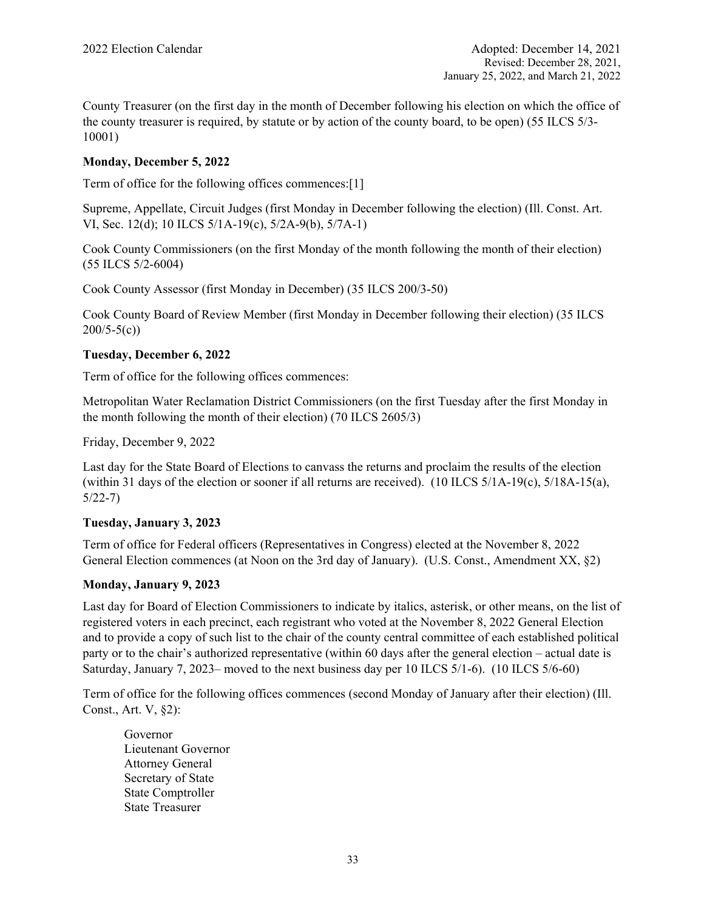County Treasurer (on the first day in the month of December following his election on which the office of the county treasurer is required, by statute or by action of the county board, to be open) (55 ILCS 5/3-10001)

**Monday, December 5, 2022**

Term of office for the following offices commences:[1]

Supreme, Appellate, Circuit Judges (first Monday in December following the election) (Ill. Const. Art. VI, Sec. 12(d); 10 ILCS 5/1A-19(c), 5/2A-9(b), 5/7A-1)

Cook County Commissioners (on the first Monday of the month following the month of their election) (55 ILCS 5/2-6004)

Cook County Assessor (first Monday in December) (35 ILCS 200/3-50)

Cook County Board of Review Member (first Monday in December following their election) (35 ILCS 200/5-5(c))

**Tuesday, December 6, 2022**

Term of office for the following offices commences:

Metropolitan Water Reclamation District Commissioners (on the first Tuesday after the first Monday in the month following the month of their election) (70 ILCS 2605/3)

Friday, December 9, 2022

Last day for the State Board of Elections to canvass the returns and proclaim the results of the election (within 31 days of the election or sooner if all returns are received). (10 ILCS 5/1A-19(c), 5/18A-15(a), 5/22-7)

**Tuesday, January 3, 2023**

Term of office for Federal officers (Representatives in Congress) elected at the November 8, 2022 General Election commences (at Noon on the 3rd day of January). (U.S. Const., Amendment XX, §2)

**Monday, January 9, 2023**

Last day for Board of Election Commissioners to indicate by italics, asterisk, or other means, on the list of registered voters in each precinct, each registrant who voted at the November 8, 2022 General Election and to provide a copy of such list to the chair of the county central committee of each established political party or to the chair's authorized representative (within 60 days after the general election – actual date is Saturday, January 7, 2023– moved to the next business day per 10 ILCS 5/1-6). (10 ILCS 5/6-60)

Term of office for the following offices commences (second Monday of January after their election) (Ill. Const., Art. V, §2):

- Governor
- Lieutenant Governor
- Attorney General
- Secretary of State
- State Comptroller
- State Treasurer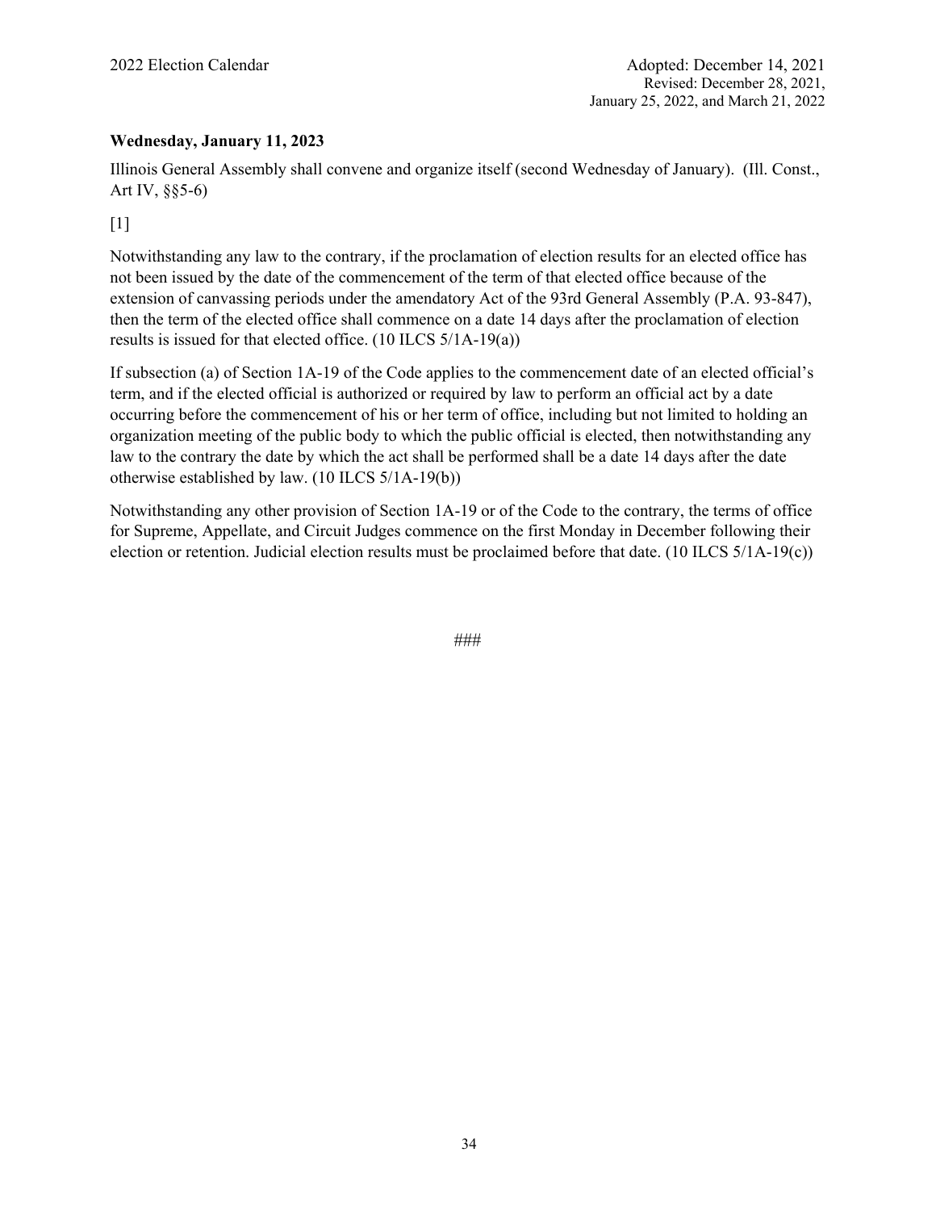**Wednesday, January 11, 2023**

Illinois General Assembly shall convene and organize itself (second Wednesday of January). (Ill. Const., Art IV, §§5-6)

[1]

Notwithstanding any law to the contrary, if the proclamation of election results for an elected office has not been issued by the date of the commencement of the term of that elected office because of the extension of canvassing periods under the amendatory Act of the 93rd General Assembly (P.A. 93-847), then the term of the elected office shall commence on a date 14 days after the proclamation of election results is issued for that elected office. (10 ILCS 5/1A-19(a))

If subsection (a) of Section 1A-19 of the Code applies to the commencement date of an elected official's term, and if the elected official is authorized or required by law to perform an official act by a date occurring before the commencement of his or her term of office, including but not limited to holding an organization meeting of the public body to which the public official is elected, then notwithstanding any law to the contrary the date by which the act shall be performed shall be a date 14 days after the date otherwise established by law. (10 ILCS 5/1A-19(b))

Notwithstanding any other provision of Section 1A-19 or of the Code to the contrary, the terms of office for Supreme, Appellate, and Circuit Judges commence on the first Monday in December following their election or retention. Judicial election results must be proclaimed before that date. (10 ILCS 5/1A-19(c))

###